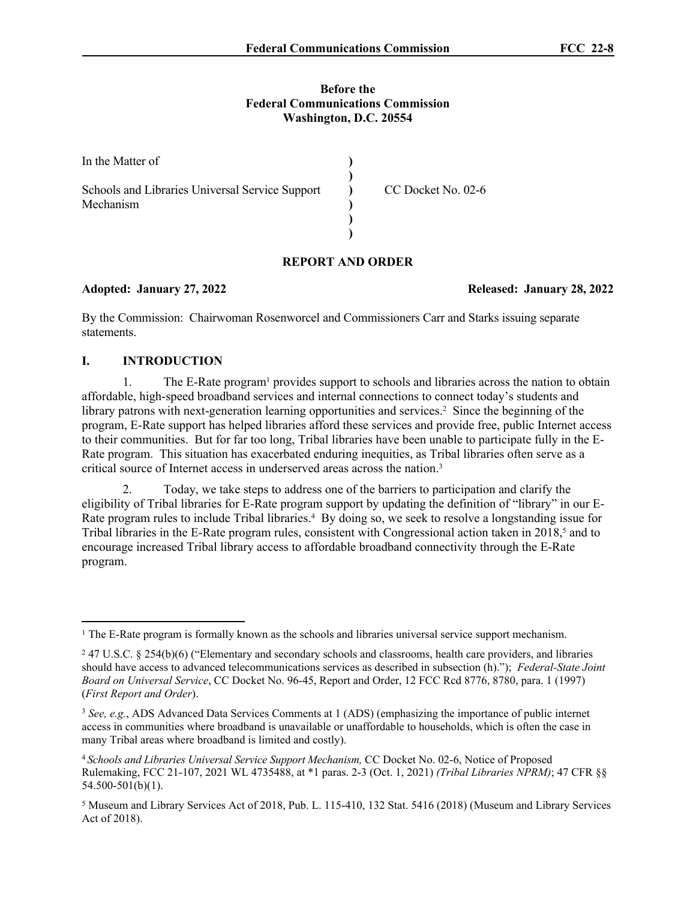**Before the**
**Federal Communications Commission**
**Washington, D.C. 20554**

| | | |
|---|---|---|
| In the Matter of | ) | |
| | ) | |
| Schools and Libraries Universal Service Support Mechanism | ) | CC Docket No. 02-6 |
| | ) | |
| | ) | |
| | ) | |

## REPORT AND ORDER

**Adopted: January 27, 2022** **Released: January 28, 2022**

By the Commission: Chairwoman Rosenworcel and Commissioners Carr and Starks issuing separate statements.

## I. INTRODUCTION

1. The E-Rate program[1] provides support to schools and libraries across the nation to obtain affordable, high-speed broadband services and internal connections to connect today's students and library patrons with next-generation learning opportunities and services.[2] Since the beginning of the program, E-Rate support has helped libraries afford these services and provide free, public Internet access to their communities. But for far too long, Tribal libraries have been unable to participate fully in the E-Rate program. This situation has exacerbated enduring inequities, as Tribal libraries often serve as a critical source of Internet access in underserved areas across the nation.[3]

2. Today, we take steps to address one of the barriers to participation and clarify the eligibility of Tribal libraries for E-Rate program support by updating the definition of "library" in our E-Rate program rules to include Tribal libraries.[4] By doing so, we seek to resolve a longstanding issue for Tribal libraries in the E-Rate program rules, consistent with Congressional action taken in 2018,[5] and to encourage increased Tribal library access to affordable broadband connectivity through the E-Rate program.

---

[1] The E-Rate program is formally known as the schools and libraries universal service support mechanism.

[2] 47 U.S.C. § 254(b)(6) ("Elementary and secondary schools and classrooms, health care providers, and libraries should have access to advanced telecommunications services as described in subsection (h)."); *Federal-State Joint Board on Universal Service*, CC Docket No. 96-45, Report and Order, 12 FCC Rcd 8776, 8780, para. 1 (1997) (*First Report and Order*).

[3] *See, e.g.*, ADS Advanced Data Services Comments at 1 (ADS) (emphasizing the importance of public internet access in communities where broadband is unavailable or unaffordable to households, which is often the case in many Tribal areas where broadband is limited and costly).

[4] *Schools and Libraries Universal Service Support Mechanism,* CC Docket No. 02-6, Notice of Proposed Rulemaking, FCC 21-107, 2021 WL 4735488, at *1 paras. 2-3 (Oct. 1, 2021) *(Tribal Libraries NPRM)*; 47 CFR §§ 54.500-501(b)(1).

[5] Museum and Library Services Act of 2018, Pub. L. 115-410, 132 Stat. 5416 (2018) (Museum and Library Services Act of 2018).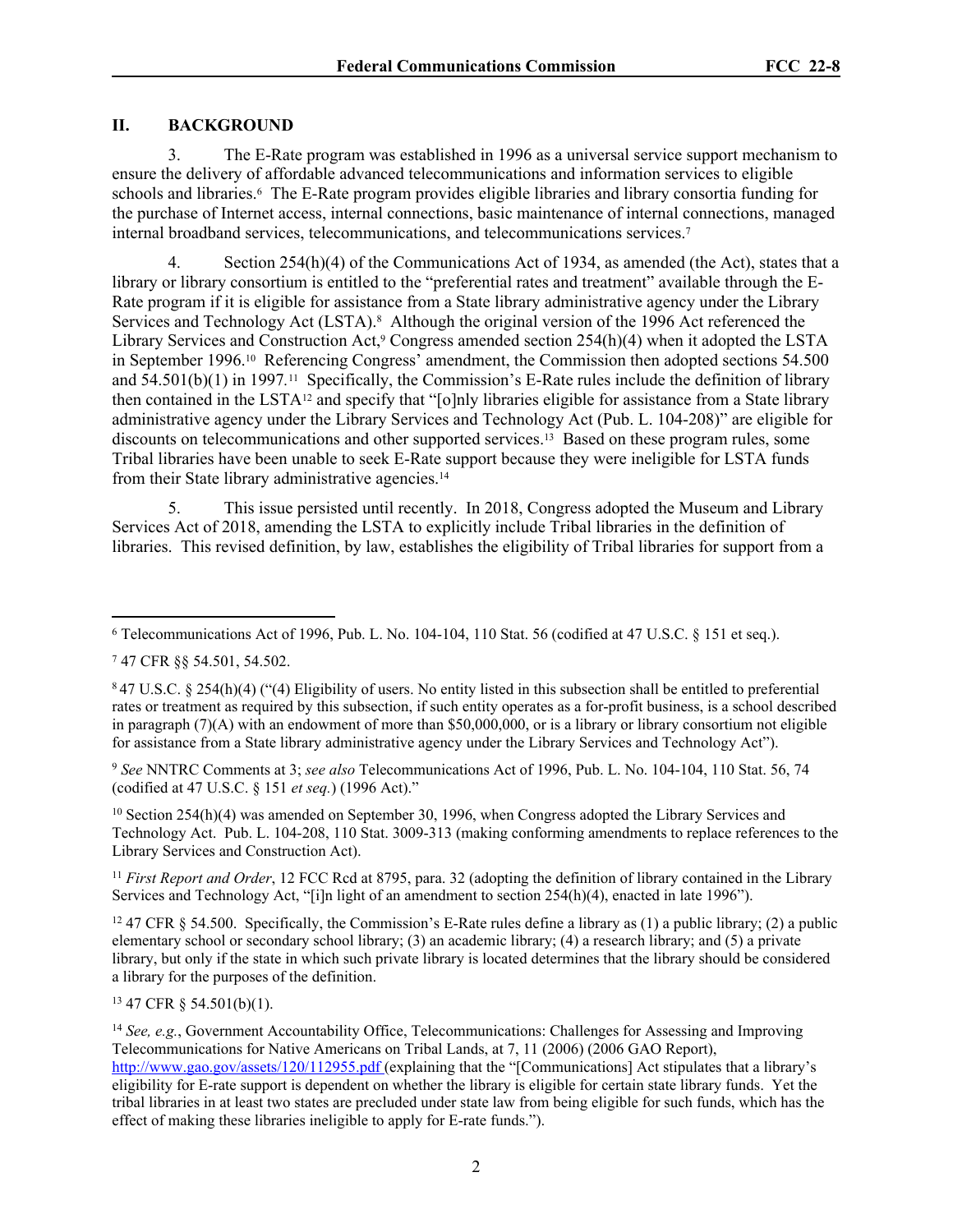## II. BACKGROUND

3. The E-Rate program was established in 1996 as a universal service support mechanism to ensure the delivery of affordable advanced telecommunications and information services to eligible schools and libraries.[6] The E-Rate program provides eligible libraries and library consortia funding for the purchase of Internet access, internal connections, basic maintenance of internal connections, managed internal broadband services, telecommunications, and telecommunications services.[7]

4. Section 254(h)(4) of the Communications Act of 1934, as amended (the Act), states that a library or library consortium is entitled to the "preferential rates and treatment" available through the E-Rate program if it is eligible for assistance from a State library administrative agency under the Library Services and Technology Act (LSTA).[8] Although the original version of the 1996 Act referenced the Library Services and Construction Act,[9] Congress amended section 254(h)(4) when it adopted the LSTA in September 1996.[10] Referencing Congress' amendment, the Commission then adopted sections 54.500 and 54.501(b)(1) in 1997.[11] Specifically, the Commission's E-Rate rules include the definition of library then contained in the LSTA[12] and specify that "[o]nly libraries eligible for assistance from a State library administrative agency under the Library Services and Technology Act (Pub. L. 104-208)" are eligible for discounts on telecommunications and other supported services.[13] Based on these program rules, some Tribal libraries have been unable to seek E-Rate support because they were ineligible for LSTA funds from their State library administrative agencies.[14]

5. This issue persisted until recently. In 2018, Congress adopted the Museum and Library Services Act of 2018, amending the LSTA to explicitly include Tribal libraries in the definition of libraries. This revised definition, by law, establishes the eligibility of Tribal libraries for support from a

---

[6] Telecommunications Act of 1996, Pub. L. No. 104-104, 110 Stat. 56 (codified at 47 U.S.C. § 151 et seq.).

[7] 47 CFR §§ 54.501, 54.502.

[8] 47 U.S.C. § 254(h)(4) ("(4) Eligibility of users. No entity listed in this subsection shall be entitled to preferential rates or treatment as required by this subsection, if such entity operates as a for-profit business, is a school described in paragraph (7)(A) with an endowment of more than $50,000,000, or is a library or library consortium not eligible for assistance from a State library administrative agency under the Library Services and Technology Act").

[9] *See* NNTRC Comments at 3; *see also* Telecommunications Act of 1996, Pub. L. No. 104-104, 110 Stat. 56, 74 (codified at 47 U.S.C. § 151 *et seq.*) (1996 Act)."

[10] Section 254(h)(4) was amended on September 30, 1996, when Congress adopted the Library Services and Technology Act. Pub. L. 104-208, 110 Stat. 3009-313 (making conforming amendments to replace references to the Library Services and Construction Act).

[11] *First Report and Order*, 12 FCC Rcd at 8795, para. 32 (adopting the definition of library contained in the Library Services and Technology Act, "[i]n light of an amendment to section 254(h)(4), enacted in late 1996").

[12] 47 CFR § 54.500. Specifically, the Commission's E-Rate rules define a library as (1) a public library; (2) a public elementary school or secondary school library; (3) an academic library; (4) a research library; and (5) a private library, but only if the state in which such private library is located determines that the library should be considered a library for the purposes of the definition.

[13] 47 CFR § 54.501(b)(1).

[14] *See, e.g.*, Government Accountability Office, Telecommunications: Challenges for Assessing and Improving Telecommunications for Native Americans on Tribal Lands, at 7, 11 (2006) (2006 GAO Report), http://www.gao.gov/assets/120/112955.pdf (explaining that the "[Communications] Act stipulates that a library's eligibility for E-rate support is dependent on whether the library is eligible for certain state library funds. Yet the tribal libraries in at least two states are precluded under state law from being eligible for such funds, which has the effect of making these libraries ineligible to apply for E-rate funds.").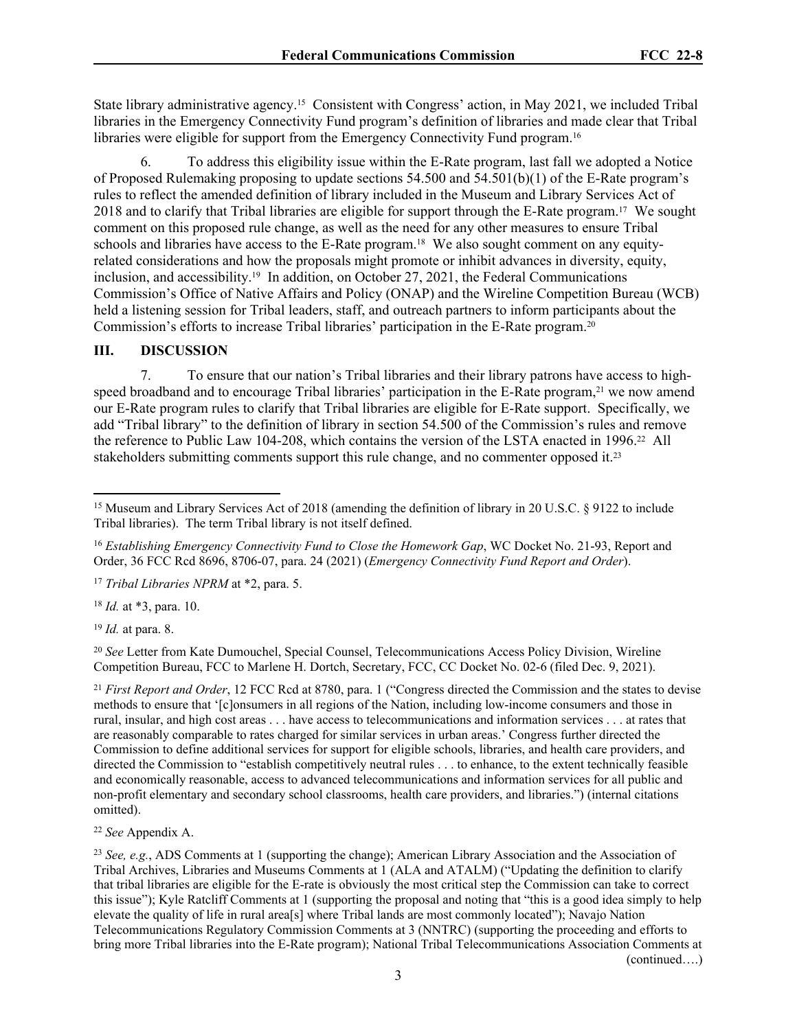State library administrative agency.[15] Consistent with Congress' action, in May 2021, we included Tribal libraries in the Emergency Connectivity Fund program's definition of libraries and made clear that Tribal libraries were eligible for support from the Emergency Connectivity Fund program.[16]

6. To address this eligibility issue within the E-Rate program, last fall we adopted a Notice of Proposed Rulemaking proposing to update sections 54.500 and 54.501(b)(1) of the E-Rate program's rules to reflect the amended definition of library included in the Museum and Library Services Act of 2018 and to clarify that Tribal libraries are eligible for support through the E-Rate program.[17] We sought comment on this proposed rule change, as well as the need for any other measures to ensure Tribal schools and libraries have access to the E-Rate program.[18] We also sought comment on any equity-related considerations and how the proposals might promote or inhibit advances in diversity, equity, inclusion, and accessibility.[19] In addition, on October 27, 2021, the Federal Communications Commission's Office of Native Affairs and Policy (ONAP) and the Wireline Competition Bureau (WCB) held a listening session for Tribal leaders, staff, and outreach partners to inform participants about the Commission's efforts to increase Tribal libraries' participation in the E-Rate program.[20]

## III. DISCUSSION

7. To ensure that our nation's Tribal libraries and their library patrons have access to high-speed broadband and to encourage Tribal libraries' participation in the E-Rate program,[21] we now amend our E-Rate program rules to clarify that Tribal libraries are eligible for E-Rate support. Specifically, we add "Tribal library" to the definition of library in section 54.500 of the Commission's rules and remove the reference to Public Law 104-208, which contains the version of the LSTA enacted in 1996.[22] All stakeholders submitting comments support this rule change, and no commenter opposed it.[23]

---

[15] Museum and Library Services Act of 2018 (amending the definition of library in 20 U.S.C. § 9122 to include Tribal libraries). The term Tribal library is not itself defined.

[16] *Establishing Emergency Connectivity Fund to Close the Homework Gap*, WC Docket No. 21-93, Report and Order, 36 FCC Rcd 8696, 8706-07, para. 24 (2021) (*Emergency Connectivity Fund Report and Order*).

[17] *Tribal Libraries NPRM* at *2, para. 5.

[18] *Id.* at *3, para. 10.

[19] *Id.* at para. 8.

[20] *See* Letter from Kate Dumouchel, Special Counsel, Telecommunications Access Policy Division, Wireline Competition Bureau, FCC to Marlene H. Dortch, Secretary, FCC, CC Docket No. 02-6 (filed Dec. 9, 2021).

[21] *First Report and Order*, 12 FCC Rcd at 8780, para. 1 ("Congress directed the Commission and the states to devise methods to ensure that '[c]onsumers in all regions of the Nation, including low-income consumers and those in rural, insular, and high cost areas . . . have access to telecommunications and information services . . . at rates that are reasonably comparable to rates charged for similar services in urban areas.' Congress further directed the Commission to define additional services for support for eligible schools, libraries, and health care providers, and directed the Commission to "establish competitively neutral rules . . . to enhance, to the extent technically feasible and economically reasonable, access to advanced telecommunications and information services for all public and non-profit elementary and secondary school classrooms, health care providers, and libraries.") (internal citations omitted).

[22] *See* Appendix A.

[23] *See, e.g.*, ADS Comments at 1 (supporting the change); American Library Association and the Association of Tribal Archives, Libraries and Museums Comments at 1 (ALA and ATALM) ("Updating the definition to clarify that tribal libraries are eligible for the E-rate is obviously the most critical step the Commission can take to correct this issue"); Kyle Ratcliff Comments at 1 (supporting the proposal and noting that "this is a good idea simply to help elevate the quality of life in rural area[s] where Tribal lands are most commonly located"); Navajo Nation Telecommunications Regulatory Commission Comments at 3 (NNTRC) (supporting the proceeding and efforts to bring more Tribal libraries into the E-Rate program); National Tribal Telecommunications Association Comments at

(continued….)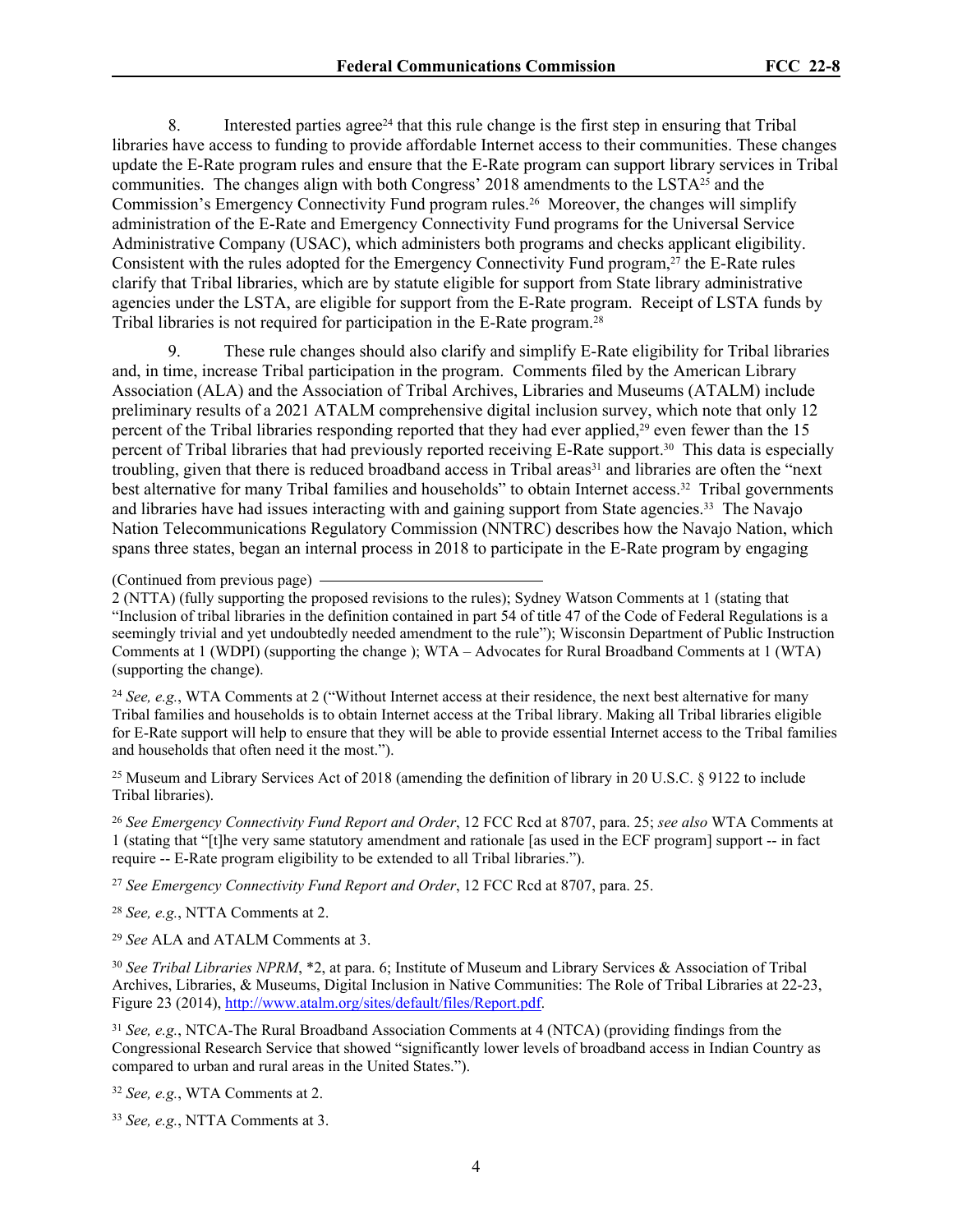8. Interested parties agree[24] that this rule change is the first step in ensuring that Tribal libraries have access to funding to provide affordable Internet access to their communities. These changes update the E-Rate program rules and ensure that the E-Rate program can support library services in Tribal communities. The changes align with both Congress' 2018 amendments to the LSTA[25] and the Commission's Emergency Connectivity Fund program rules.[26] Moreover, the changes will simplify administration of the E-Rate and Emergency Connectivity Fund programs for the Universal Service Administrative Company (USAC), which administers both programs and checks applicant eligibility. Consistent with the rules adopted for the Emergency Connectivity Fund program,[27] the E-Rate rules clarify that Tribal libraries, which are by statute eligible for support from State library administrative agencies under the LSTA, are eligible for support from the E-Rate program. Receipt of LSTA funds by Tribal libraries is not required for participation in the E-Rate program.[28]

9. These rule changes should also clarify and simplify E-Rate eligibility for Tribal libraries and, in time, increase Tribal participation in the program. Comments filed by the American Library Association (ALA) and the Association of Tribal Archives, Libraries and Museums (ATALM) include preliminary results of a 2021 ATALM comprehensive digital inclusion survey, which note that only 12 percent of the Tribal libraries responding reported that they had ever applied,[29] even fewer than the 15 percent of Tribal libraries that had previously reported receiving E-Rate support.[30] This data is especially troubling, given that there is reduced broadband access in Tribal areas[31] and libraries are often the "next best alternative for many Tribal families and households" to obtain Internet access.[32] Tribal governments and libraries have had issues interacting with and gaining support from State agencies.[33] The Navajo Nation Telecommunications Regulatory Commission (NNTRC) describes how the Navajo Nation, which spans three states, began an internal process in 2018 to participate in the E-Rate program by engaging

(Continued from previous page)
2 (NTTA) (fully supporting the proposed revisions to the rules); Sydney Watson Comments at 1 (stating that "Inclusion of tribal libraries in the definition contained in part 54 of title 47 of the Code of Federal Regulations is a seemingly trivial and yet undoubtedly needed amendment to the rule"); Wisconsin Department of Public Instruction Comments at 1 (WDPI) (supporting the change ); WTA – Advocates for Rural Broadband Comments at 1 (WTA) (supporting the change).

[24] *See, e.g.*, WTA Comments at 2 ("Without Internet access at their residence, the next best alternative for many Tribal families and households is to obtain Internet access at the Tribal library. Making all Tribal libraries eligible for E-Rate support will help to ensure that they will be able to provide essential Internet access to the Tribal families and households that often need it the most.").

[25] Museum and Library Services Act of 2018 (amending the definition of library in 20 U.S.C. § 9122 to include Tribal libraries).

[26] *See Emergency Connectivity Fund Report and Order*, 12 FCC Rcd at 8707, para. 25; *see also* WTA Comments at 1 (stating that "[t]he very same statutory amendment and rationale [as used in the ECF program] support -- in fact require -- E-Rate program eligibility to be extended to all Tribal libraries.").

[27] *See Emergency Connectivity Fund Report and Order*, 12 FCC Rcd at 8707, para. 25.

[28] *See, e.g.*, NTTA Comments at 2.

[29] *See* ALA and ATALM Comments at 3.

[30] *See Tribal Libraries NPRM*, *2, at para. 6; Institute of Museum and Library Services & Association of Tribal Archives, Libraries, & Museums, Digital Inclusion in Native Communities: The Role of Tribal Libraries at 22-23, Figure 23 (2014), http://www.atalm.org/sites/default/files/Report.pdf.

[31] *See, e.g.*, NTCA-The Rural Broadband Association Comments at 4 (NTCA) (providing findings from the Congressional Research Service that showed "significantly lower levels of broadband access in Indian Country as compared to urban and rural areas in the United States.").

[32] *See, e.g.*, WTA Comments at 2.

[33] *See, e.g.*, NTTA Comments at 3.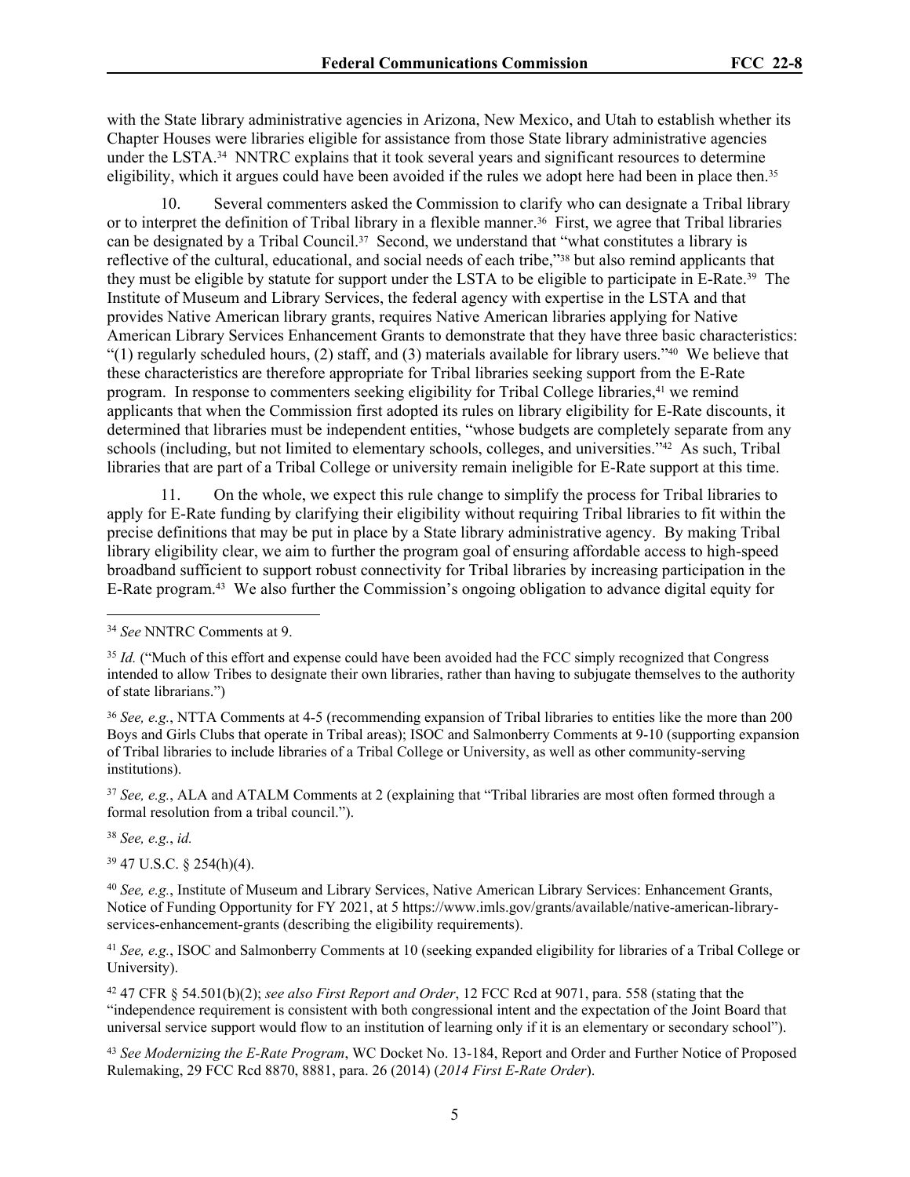with the State library administrative agencies in Arizona, New Mexico, and Utah to establish whether its Chapter Houses were libraries eligible for assistance from those State library administrative agencies under the LSTA.[34] NNTRC explains that it took several years and significant resources to determine eligibility, which it argues could have been avoided if the rules we adopt here had been in place then.[35]

10. Several commenters asked the Commission to clarify who can designate a Tribal library or to interpret the definition of Tribal library in a flexible manner.[36] First, we agree that Tribal libraries can be designated by a Tribal Council.[37] Second, we understand that "what constitutes a library is reflective of the cultural, educational, and social needs of each tribe,"[38] but also remind applicants that they must be eligible by statute for support under the LSTA to be eligible to participate in E-Rate.[39] The Institute of Museum and Library Services, the federal agency with expertise in the LSTA and that provides Native American library grants, requires Native American libraries applying for Native American Library Services Enhancement Grants to demonstrate that they have three basic characteristics: "(1) regularly scheduled hours, (2) staff, and (3) materials available for library users."[40] We believe that these characteristics are therefore appropriate for Tribal libraries seeking support from the E-Rate program. In response to commenters seeking eligibility for Tribal College libraries,[41] we remind applicants that when the Commission first adopted its rules on library eligibility for E-Rate discounts, it determined that libraries must be independent entities, "whose budgets are completely separate from any schools (including, but not limited to elementary schools, colleges, and universities."[42] As such, Tribal libraries that are part of a Tribal College or university remain ineligible for E-Rate support at this time.

11. On the whole, we expect this rule change to simplify the process for Tribal libraries to apply for E-Rate funding by clarifying their eligibility without requiring Tribal libraries to fit within the precise definitions that may be put in place by a State library administrative agency. By making Tribal library eligibility clear, we aim to further the program goal of ensuring affordable access to high-speed broadband sufficient to support robust connectivity for Tribal libraries by increasing participation in the E-Rate program.[43] We also further the Commission's ongoing obligation to advance digital equity for

---

[34] *See* NNTRC Comments at 9.

[35] *Id.* ("Much of this effort and expense could have been avoided had the FCC simply recognized that Congress intended to allow Tribes to designate their own libraries, rather than having to subjugate themselves to the authority of state librarians.")

[36] *See, e.g.*, NTTA Comments at 4-5 (recommending expansion of Tribal libraries to entities like the more than 200 Boys and Girls Clubs that operate in Tribal areas); ISOC and Salmonberry Comments at 9-10 (supporting expansion of Tribal libraries to include libraries of a Tribal College or University, as well as other community-serving institutions).

[37] *See, e.g.*, ALA and ATALM Comments at 2 (explaining that "Tribal libraries are most often formed through a formal resolution from a tribal council.").

[38] *See, e.g.*, *id.*

[39] 47 U.S.C. § 254(h)(4).

[40] *See, e.g.*, Institute of Museum and Library Services, Native American Library Services: Enhancement Grants, Notice of Funding Opportunity for FY 2021, at 5 https://www.imls.gov/grants/available/native-american-library-services-enhancement-grants (describing the eligibility requirements).

[41] *See, e.g.*, ISOC and Salmonberry Comments at 10 (seeking expanded eligibility for libraries of a Tribal College or University).

[42] 47 CFR § 54.501(b)(2); *see also First Report and Order*, 12 FCC Rcd at 9071, para. 558 (stating that the "independence requirement is consistent with both congressional intent and the expectation of the Joint Board that universal service support would flow to an institution of learning only if it is an elementary or secondary school").

[43] *See Modernizing the E-Rate Program*, WC Docket No. 13-184, Report and Order and Further Notice of Proposed Rulemaking, 29 FCC Rcd 8870, 8881, para. 26 (2014) (*2014 First E-Rate Order*).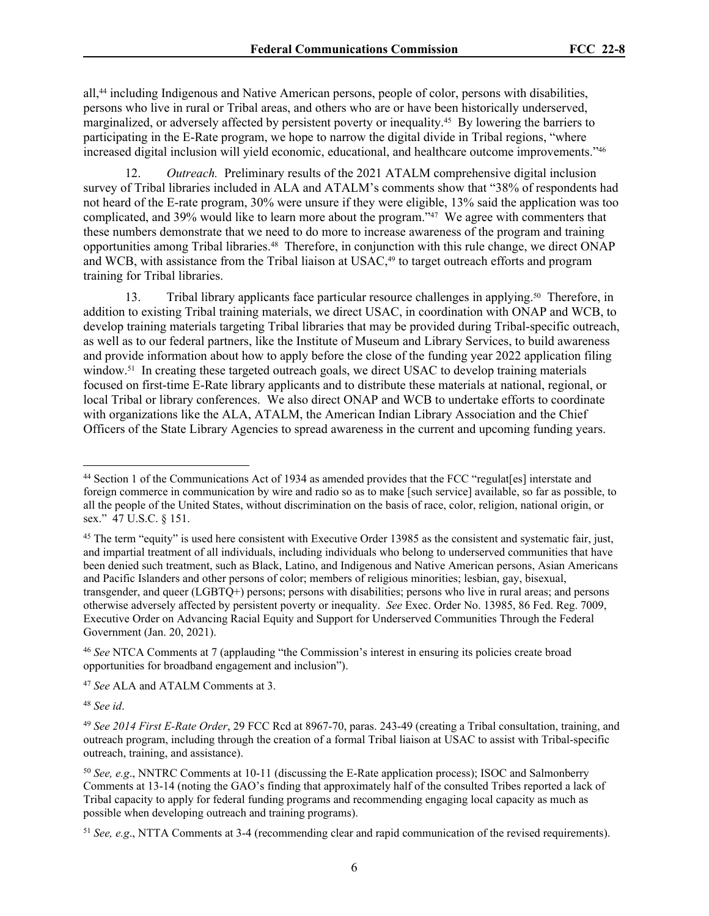all,[44] including Indigenous and Native American persons, people of color, persons with disabilities, persons who live in rural or Tribal areas, and others who are or have been historically underserved, marginalized, or adversely affected by persistent poverty or inequality.[45] By lowering the barriers to participating in the E-Rate program, we hope to narrow the digital divide in Tribal regions, "where increased digital inclusion will yield economic, educational, and healthcare outcome improvements."[46]

12. *Outreach.* Preliminary results of the 2021 ATALM comprehensive digital inclusion survey of Tribal libraries included in ALA and ATALM's comments show that "38% of respondents had not heard of the E-rate program, 30% were unsure if they were eligible, 13% said the application was too complicated, and 39% would like to learn more about the program."[47] We agree with commenters that these numbers demonstrate that we need to do more to increase awareness of the program and training opportunities among Tribal libraries.[48] Therefore, in conjunction with this rule change, we direct ONAP and WCB, with assistance from the Tribal liaison at USAC,[49] to target outreach efforts and program training for Tribal libraries.

13. Tribal library applicants face particular resource challenges in applying.[50] Therefore, in addition to existing Tribal training materials, we direct USAC, in coordination with ONAP and WCB, to develop training materials targeting Tribal libraries that may be provided during Tribal-specific outreach, as well as to our federal partners, like the Institute of Museum and Library Services, to build awareness and provide information about how to apply before the close of the funding year 2022 application filing window.[51] In creating these targeted outreach goals, we direct USAC to develop training materials focused on first-time E-Rate library applicants and to distribute these materials at national, regional, or local Tribal or library conferences. We also direct ONAP and WCB to undertake efforts to coordinate with organizations like the ALA, ATALM, the American Indian Library Association and the Chief Officers of the State Library Agencies to spread awareness in the current and upcoming funding years.

---

[44] Section 1 of the Communications Act of 1934 as amended provides that the FCC "regulat[es] interstate and foreign commerce in communication by wire and radio so as to make [such service] available, so far as possible, to all the people of the United States, without discrimination on the basis of race, color, religion, national origin, or sex." 47 U.S.C. § 151.

[45] The term "equity" is used here consistent with Executive Order 13985 as the consistent and systematic fair, just, and impartial treatment of all individuals, including individuals who belong to underserved communities that have been denied such treatment, such as Black, Latino, and Indigenous and Native American persons, Asian Americans and Pacific Islanders and other persons of color; members of religious minorities; lesbian, gay, bisexual, transgender, and queer (LGBTQ+) persons; persons with disabilities; persons who live in rural areas; and persons otherwise adversely affected by persistent poverty or inequality. *See* Exec. Order No. 13985, 86 Fed. Reg. 7009, Executive Order on Advancing Racial Equity and Support for Underserved Communities Through the Federal Government (Jan. 20, 2021).

[46] *See* NTCA Comments at 7 (applauding "the Commission's interest in ensuring its policies create broad opportunities for broadband engagement and inclusion").

[47] *See* ALA and ATALM Comments at 3.

[48] *See id*.

[49] *See 2014 First E-Rate Order*, 29 FCC Rcd at 8967-70, paras. 243-49 (creating a Tribal consultation, training, and outreach program, including through the creation of a formal Tribal liaison at USAC to assist with Tribal-specific outreach, training, and assistance).

[50] *See, e.g*., NNTRC Comments at 10-11 (discussing the E-Rate application process); ISOC and Salmonberry Comments at 13-14 (noting the GAO's finding that approximately half of the consulted Tribes reported a lack of Tribal capacity to apply for federal funding programs and recommending engaging local capacity as much as possible when developing outreach and training programs).

[51] *See, e.g*., NTTA Comments at 3-4 (recommending clear and rapid communication of the revised requirements).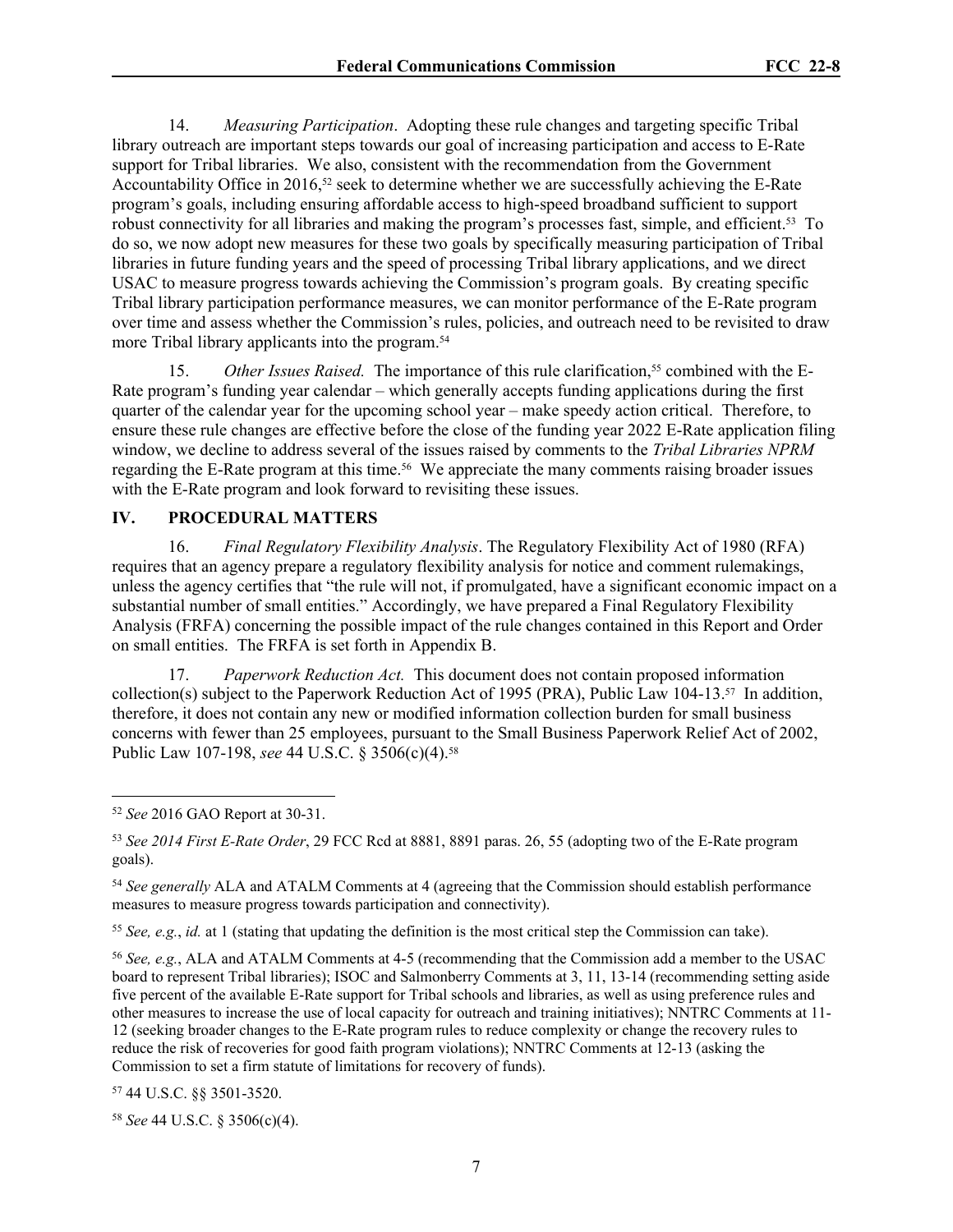14. *Measuring Participation*. Adopting these rule changes and targeting specific Tribal library outreach are important steps towards our goal of increasing participation and access to E-Rate support for Tribal libraries. We also, consistent with the recommendation from the Government Accountability Office in 2016,[52] seek to determine whether we are successfully achieving the E-Rate program's goals, including ensuring affordable access to high-speed broadband sufficient to support robust connectivity for all libraries and making the program's processes fast, simple, and efficient.[53] To do so, we now adopt new measures for these two goals by specifically measuring participation of Tribal libraries in future funding years and the speed of processing Tribal library applications, and we direct USAC to measure progress towards achieving the Commission's program goals. By creating specific Tribal library participation performance measures, we can monitor performance of the E-Rate program over time and assess whether the Commission's rules, policies, and outreach need to be revisited to draw more Tribal library applicants into the program.[54]

15. *Other Issues Raised.* The importance of this rule clarification,[55] combined with the E-Rate program's funding year calendar – which generally accepts funding applications during the first quarter of the calendar year for the upcoming school year – make speedy action critical. Therefore, to ensure these rule changes are effective before the close of the funding year 2022 E-Rate application filing window, we decline to address several of the issues raised by comments to the *Tribal Libraries NPRM* regarding the E-Rate program at this time.[56] We appreciate the many comments raising broader issues with the E-Rate program and look forward to revisiting these issues.

## IV. PROCEDURAL MATTERS

16. *Final Regulatory Flexibility Analysis*. The Regulatory Flexibility Act of 1980 (RFA) requires that an agency prepare a regulatory flexibility analysis for notice and comment rulemakings, unless the agency certifies that "the rule will not, if promulgated, have a significant economic impact on a substantial number of small entities." Accordingly, we have prepared a Final Regulatory Flexibility Analysis (FRFA) concerning the possible impact of the rule changes contained in this Report and Order on small entities. The FRFA is set forth in Appendix B.

17. *Paperwork Reduction Act.* This document does not contain proposed information collection(s) subject to the Paperwork Reduction Act of 1995 (PRA), Public Law 104-13.[57] In addition, therefore, it does not contain any new or modified information collection burden for small business concerns with fewer than 25 employees, pursuant to the Small Business Paperwork Relief Act of 2002, Public Law 107-198, *see* 44 U.S.C. § 3506(c)(4).[58]

---

[52] *See* 2016 GAO Report at 30-31.

[53] *See 2014 First E-Rate Order*, 29 FCC Rcd at 8881, 8891 paras. 26, 55 (adopting two of the E-Rate program goals).

[54] *See generally* ALA and ATALM Comments at 4 (agreeing that the Commission should establish performance measures to measure progress towards participation and connectivity).

[55] *See, e.g.*, *id.* at 1 (stating that updating the definition is the most critical step the Commission can take).

[56] *See, e.g.*, ALA and ATALM Comments at 4-5 (recommending that the Commission add a member to the USAC board to represent Tribal libraries); ISOC and Salmonberry Comments at 3, 11, 13-14 (recommending setting aside five percent of the available E-Rate support for Tribal schools and libraries, as well as using preference rules and other measures to increase the use of local capacity for outreach and training initiatives); NNTRC Comments at 11-12 (seeking broader changes to the E-Rate program rules to reduce complexity or change the recovery rules to reduce the risk of recoveries for good faith program violations); NNTRC Comments at 12-13 (asking the Commission to set a firm statute of limitations for recovery of funds).

[57] 44 U.S.C. §§ 3501-3520.

[58] *See* 44 U.S.C. § 3506(c)(4).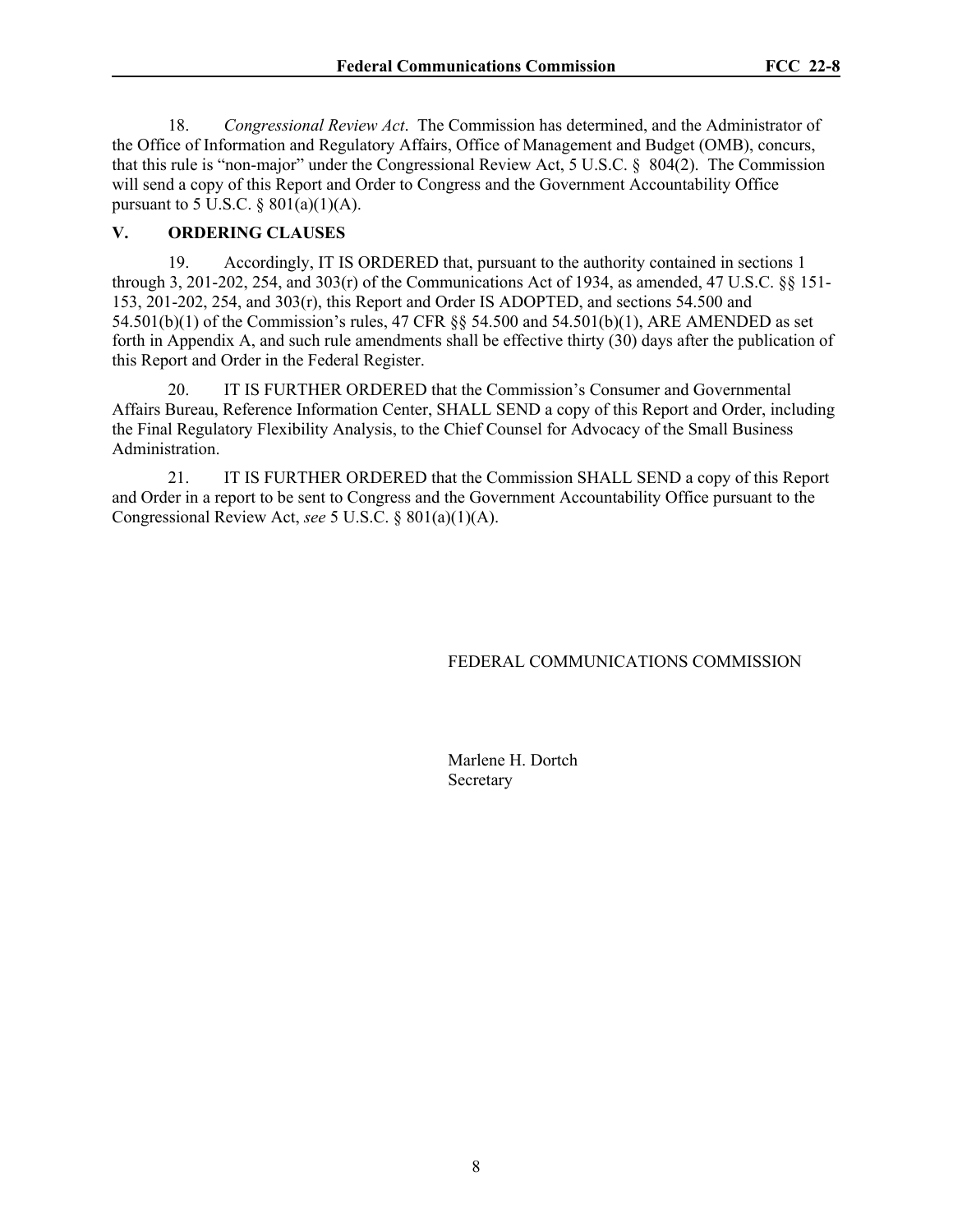18. *Congressional Review Act*. The Commission has determined, and the Administrator of the Office of Information and Regulatory Affairs, Office of Management and Budget (OMB), concurs, that this rule is "non-major" under the Congressional Review Act, 5 U.S.C. § 804(2). The Commission will send a copy of this Report and Order to Congress and the Government Accountability Office pursuant to 5 U.S.C. § 801(a)(1)(A).

## V. ORDERING CLAUSES

19. Accordingly, IT IS ORDERED that, pursuant to the authority contained in sections 1 through 3, 201-202, 254, and 303(r) of the Communications Act of 1934, as amended, 47 U.S.C. §§ 151-153, 201-202, 254, and 303(r), this Report and Order IS ADOPTED, and sections 54.500 and 54.501(b)(1) of the Commission's rules, 47 CFR §§ 54.500 and 54.501(b)(1), ARE AMENDED as set forth in Appendix A, and such rule amendments shall be effective thirty (30) days after the publication of this Report and Order in the Federal Register.

20. IT IS FURTHER ORDERED that the Commission's Consumer and Governmental Affairs Bureau, Reference Information Center, SHALL SEND a copy of this Report and Order, including the Final Regulatory Flexibility Analysis, to the Chief Counsel for Advocacy of the Small Business Administration.

21. IT IS FURTHER ORDERED that the Commission SHALL SEND a copy of this Report and Order in a report to be sent to Congress and the Government Accountability Office pursuant to the Congressional Review Act, *see* 5 U.S.C. § 801(a)(1)(A).

FEDERAL COMMUNICATIONS COMMISSION

Marlene H. Dortch
Secretary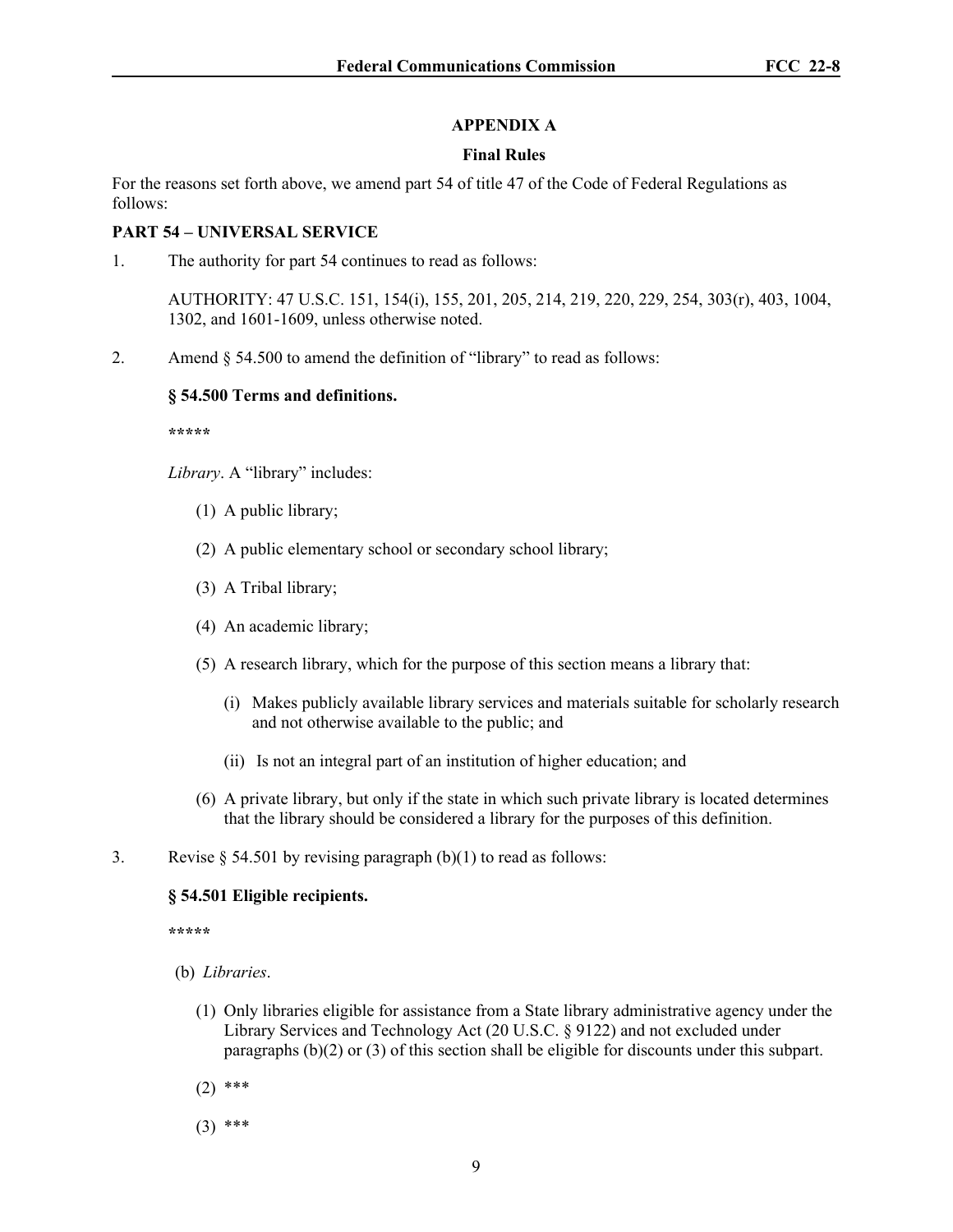## APPENDIX A

### Final Rules

For the reasons set forth above, we amend part 54 of title 47 of the Code of Federal Regulations as follows:

**PART 54 – UNIVERSAL SERVICE**

1. The authority for part 54 continues to read as follows:

   AUTHORITY: 47 U.S.C. 151, 154(i), 155, 201, 205, 214, 219, 220, 229, 254, 303(r), 403, 1004, 1302, and 1601-1609, unless otherwise noted.

2. Amend § 54.500 to amend the definition of "library" to read as follows:

   **§ 54.500 Terms and definitions.**

   **\*\*\*\*\***

   *Library*. A "library" includes:

   (1) A public library;

   (2) A public elementary school or secondary school library;

   (3) A Tribal library;

   (4) An academic library;

   (5) A research library, which for the purpose of this section means a library that:

   (i) Makes publicly available library services and materials suitable for scholarly research and not otherwise available to the public; and

   (ii) Is not an integral part of an institution of higher education; and

   (6) A private library, but only if the state in which such private library is located determines that the library should be considered a library for the purposes of this definition.

3. Revise § 54.501 by revising paragraph (b)(1) to read as follows:

   **§ 54.501 Eligible recipients.**

   **\*\*\*\*\***

   (b) *Libraries*.

   (1) Only libraries eligible for assistance from a State library administrative agency under the Library Services and Technology Act (20 U.S.C. § 9122) and not excluded under paragraphs (b)(2) or (3) of this section shall be eligible for discounts under this subpart.

   (2) \*\*\*

   (3) \*\*\*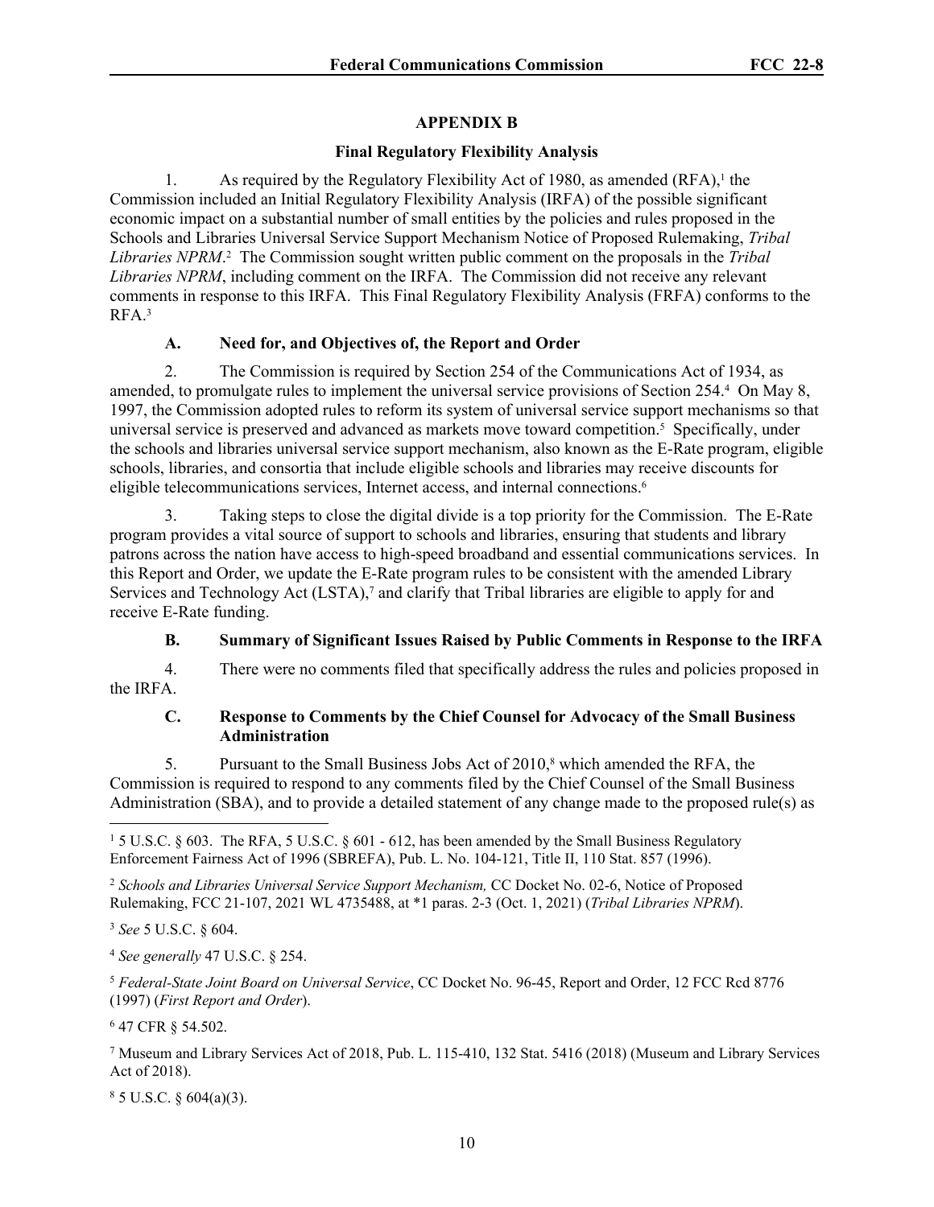## APPENDIX B

### Final Regulatory Flexibility Analysis

1. As required by the Regulatory Flexibility Act of 1980, as amended (RFA),[1] the Commission included an Initial Regulatory Flexibility Analysis (IRFA) of the possible significant economic impact on a substantial number of small entities by the policies and rules proposed in the Schools and Libraries Universal Service Support Mechanism Notice of Proposed Rulemaking, *Tribal Libraries NPRM*.[2] The Commission sought written public comment on the proposals in the *Tribal Libraries NPRM*, including comment on the IRFA. The Commission did not receive any relevant comments in response to this IRFA. This Final Regulatory Flexibility Analysis (FRFA) conforms to the RFA.[3]

#### A. Need for, and Objectives of, the Report and Order

2. The Commission is required by Section 254 of the Communications Act of 1934, as amended, to promulgate rules to implement the universal service provisions of Section 254.[4] On May 8, 1997, the Commission adopted rules to reform its system of universal service support mechanisms so that universal service is preserved and advanced as markets move toward competition.[5] Specifically, under the schools and libraries universal service support mechanism, also known as the E-Rate program, eligible schools, libraries, and consortia that include eligible schools and libraries may receive discounts for eligible telecommunications services, Internet access, and internal connections.[6]

3. Taking steps to close the digital divide is a top priority for the Commission. The E-Rate program provides a vital source of support to schools and libraries, ensuring that students and library patrons across the nation have access to high-speed broadband and essential communications services. In this Report and Order, we update the E-Rate program rules to be consistent with the amended Library Services and Technology Act (LSTA),[7] and clarify that Tribal libraries are eligible to apply for and receive E-Rate funding.

#### B. Summary of Significant Issues Raised by Public Comments in Response to the IRFA

4. There were no comments filed that specifically address the rules and policies proposed in the IRFA.

#### C. Response to Comments by the Chief Counsel for Advocacy of the Small Business Administration

5. Pursuant to the Small Business Jobs Act of 2010,[8] which amended the RFA, the Commission is required to respond to any comments filed by the Chief Counsel of the Small Business Administration (SBA), and to provide a detailed statement of any change made to the proposed rule(s) as

---

[1] 5 U.S.C. § 603. The RFA, 5 U.S.C. § 601 - 612, has been amended by the Small Business Regulatory Enforcement Fairness Act of 1996 (SBREFA), Pub. L. No. 104-121, Title II, 110 Stat. 857 (1996).

[2] *Schools and Libraries Universal Service Support Mechanism,* CC Docket No. 02-6, Notice of Proposed Rulemaking, FCC 21-107, 2021 WL 4735488, at *1 paras. 2-3 (Oct. 1, 2021) (*Tribal Libraries NPRM*).

[3] *See* 5 U.S.C. § 604.

[4] *See generally* 47 U.S.C. § 254.

[5] *Federal-State Joint Board on Universal Service*, CC Docket No. 96-45, Report and Order, 12 FCC Rcd 8776 (1997) (*First Report and Order*).

[6] 47 CFR § 54.502.

[7] Museum and Library Services Act of 2018, Pub. L. 115-410, 132 Stat. 5416 (2018) (Museum and Library Services Act of 2018).

[8] 5 U.S.C. § 604(a)(3).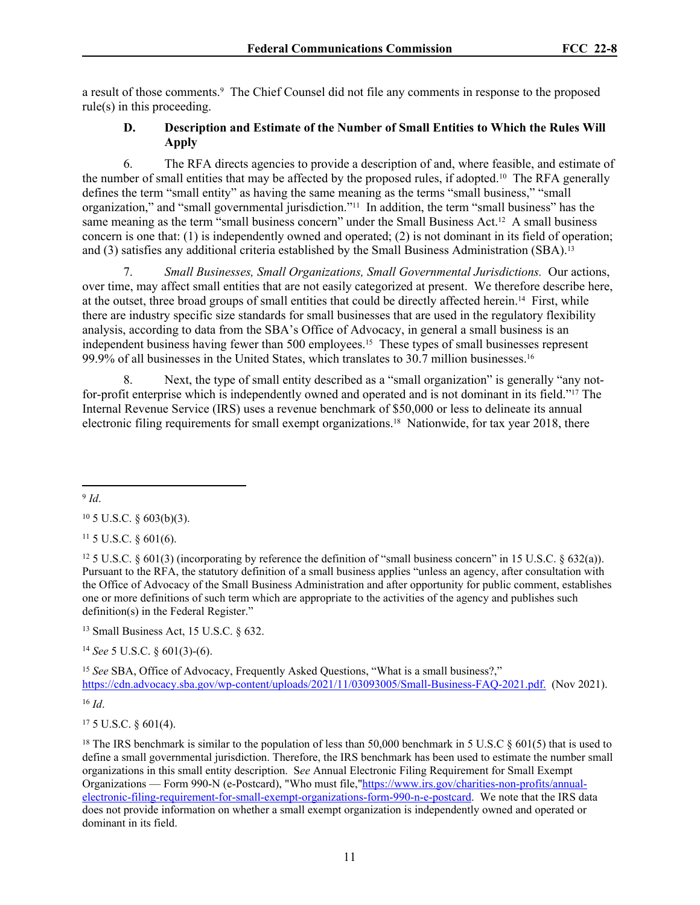a result of those comments.[9] The Chief Counsel did not file any comments in response to the proposed rule(s) in this proceeding.

### D. Description and Estimate of the Number of Small Entities to Which the Rules Will Apply

6. The RFA directs agencies to provide a description of and, where feasible, and estimate of the number of small entities that may be affected by the proposed rules, if adopted.[10] The RFA generally defines the term "small entity" as having the same meaning as the terms "small business," "small organization," and "small governmental jurisdiction."[11] In addition, the term "small business" has the same meaning as the term "small business concern" under the Small Business Act.[12] A small business concern is one that: (1) is independently owned and operated; (2) is not dominant in its field of operation; and (3) satisfies any additional criteria established by the Small Business Administration (SBA).[13]

7. *Small Businesses, Small Organizations, Small Governmental Jurisdictions.* Our actions, over time, may affect small entities that are not easily categorized at present. We therefore describe here, at the outset, three broad groups of small entities that could be directly affected herein.[14] First, while there are industry specific size standards for small businesses that are used in the regulatory flexibility analysis, according to data from the SBA's Office of Advocacy, in general a small business is an independent business having fewer than 500 employees.[15] These types of small businesses represent 99.9% of all businesses in the United States, which translates to 30.7 million businesses.[16]

8. Next, the type of small entity described as a "small organization" is generally "any not-for-profit enterprise which is independently owned and operated and is not dominant in its field."[17] The Internal Revenue Service (IRS) uses a revenue benchmark of $50,000 or less to delineate its annual electronic filing requirements for small exempt organizations.[18] Nationwide, for tax year 2018, there

---

[9] *Id*.

[10] 5 U.S.C. § 603(b)(3).

[11] 5 U.S.C. § 601(6).

[12] 5 U.S.C. § 601(3) (incorporating by reference the definition of "small business concern" in 15 U.S.C. § 632(a)). Pursuant to the RFA, the statutory definition of a small business applies "unless an agency, after consultation with the Office of Advocacy of the Small Business Administration and after opportunity for public comment, establishes one or more definitions of such term which are appropriate to the activities of the agency and publishes such definition(s) in the Federal Register."

[13] Small Business Act, 15 U.S.C. § 632.

[14] *See* 5 U.S.C. § 601(3)-(6).

[15] *See* SBA, Office of Advocacy, Frequently Asked Questions, "What is a small business?," https://cdn.advocacy.sba.gov/wp-content/uploads/2021/11/03093005/Small-Business-FAQ-2021.pdf. (Nov 2021).

[16] *Id*.

[17] 5 U.S.C. § 601(4).

[18] The IRS benchmark is similar to the population of less than 50,000 benchmark in 5 U.S.C § 601(5) that is used to define a small governmental jurisdiction. Therefore, the IRS benchmark has been used to estimate the number small organizations in this small entity description. S*ee* Annual Electronic Filing Requirement for Small Exempt Organizations — Form 990-N (e-Postcard), "Who must file,"https://www.irs.gov/charities-non-profits/annual-electronic-filing-requirement-for-small-exempt-organizations-form-990-n-e-postcard. We note that the IRS data does not provide information on whether a small exempt organization is independently owned and operated or dominant in its field.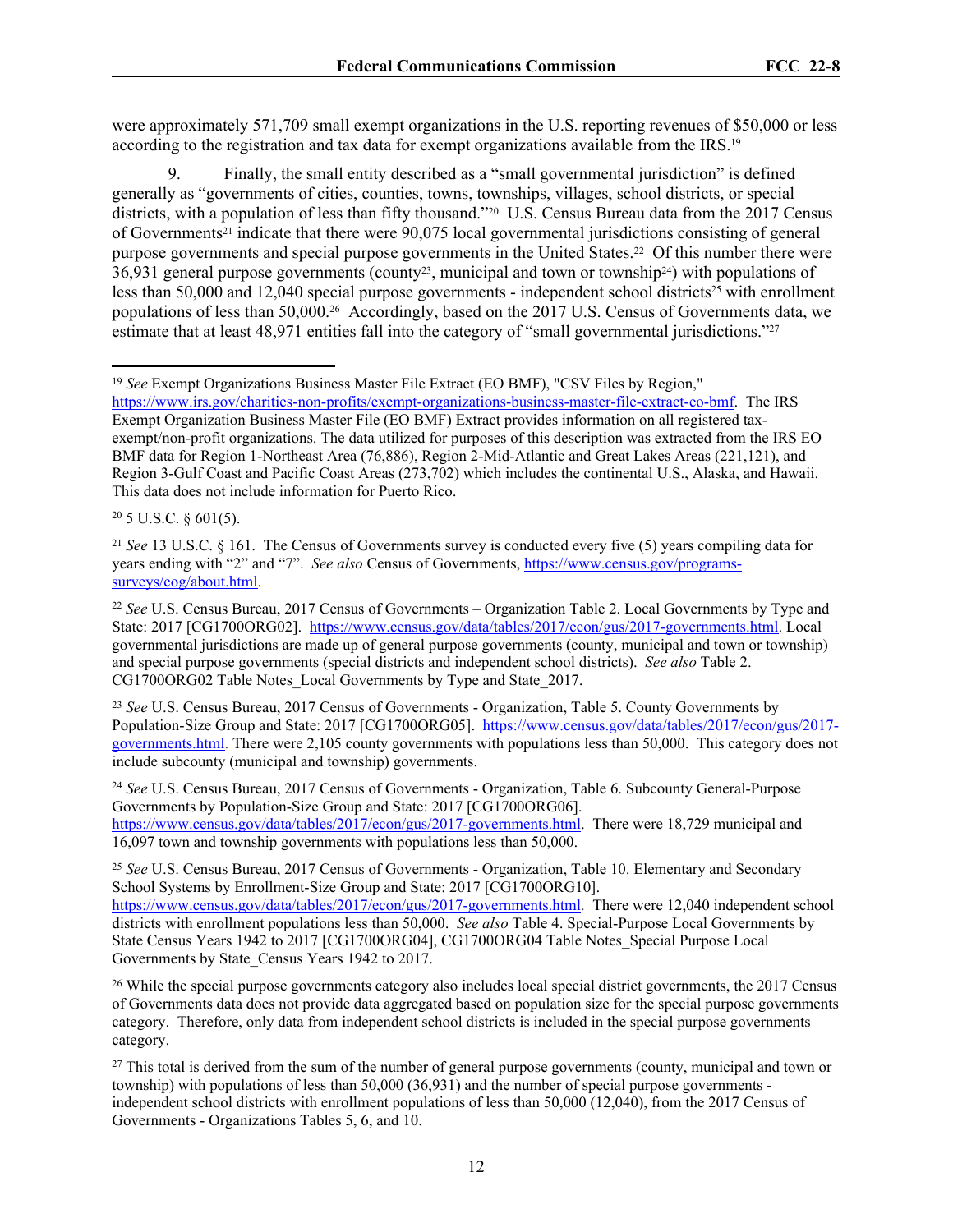were approximately 571,709 small exempt organizations in the U.S. reporting revenues of $50,000 or less according to the registration and tax data for exempt organizations available from the IRS.[19]

9. Finally, the small entity described as a "small governmental jurisdiction" is defined generally as "governments of cities, counties, towns, townships, villages, school districts, or special districts, with a population of less than fifty thousand."[20] U.S. Census Bureau data from the 2017 Census of Governments[21] indicate that there were 90,075 local governmental jurisdictions consisting of general purpose governments and special purpose governments in the United States.[22] Of this number there were 36,931 general purpose governments (county[23], municipal and town or township[24]) with populations of less than 50,000 and 12,040 special purpose governments - independent school districts[25] with enrollment populations of less than 50,000.[26] Accordingly, based on the 2017 U.S. Census of Governments data, we estimate that at least 48,971 entities fall into the category of "small governmental jurisdictions."[27]

---

[19] *See* Exempt Organizations Business Master File Extract (EO BMF), "CSV Files by Region," https://www.irs.gov/charities-non-profits/exempt-organizations-business-master-file-extract-eo-bmf. The IRS Exempt Organization Business Master File (EO BMF) Extract provides information on all registered tax-exempt/non-profit organizations. The data utilized for purposes of this description was extracted from the IRS EO BMF data for Region 1-Northeast Area (76,886), Region 2-Mid-Atlantic and Great Lakes Areas (221,121), and Region 3-Gulf Coast and Pacific Coast Areas (273,702) which includes the continental U.S., Alaska, and Hawaii. This data does not include information for Puerto Rico.

[20] 5 U.S.C. § 601(5).

[21] *See* 13 U.S.C. § 161. The Census of Governments survey is conducted every five (5) years compiling data for years ending with "2" and "7". *See also* Census of Governments, https://www.census.gov/programs-surveys/cog/about.html.

[22] *See* U.S. Census Bureau, 2017 Census of Governments – Organization Table 2. Local Governments by Type and State: 2017 [CG1700ORG02]. https://www.census.gov/data/tables/2017/econ/gus/2017-governments.html. Local governmental jurisdictions are made up of general purpose governments (county, municipal and town or township) and special purpose governments (special districts and independent school districts). *See also* Table 2. CG1700ORG02 Table Notes_Local Governments by Type and State_2017.

[23] *See* U.S. Census Bureau, 2017 Census of Governments - Organization, Table 5. County Governments by Population-Size Group and State: 2017 [CG1700ORG05]. https://www.census.gov/data/tables/2017/econ/gus/2017-governments.html. There were 2,105 county governments with populations less than 50,000. This category does not include subcounty (municipal and township) governments.

[24] *See* U.S. Census Bureau, 2017 Census of Governments - Organization, Table 6. Subcounty General-Purpose Governments by Population-Size Group and State: 2017 [CG1700ORG06]. https://www.census.gov/data/tables/2017/econ/gus/2017-governments.html. There were 18,729 municipal and 16,097 town and township governments with populations less than 50,000.

[25] *See* U.S. Census Bureau, 2017 Census of Governments - Organization, Table 10. Elementary and Secondary School Systems by Enrollment-Size Group and State: 2017 [CG1700ORG10]. https://www.census.gov/data/tables/2017/econ/gus/2017-governments.html. There were 12,040 independent school districts with enrollment populations less than 50,000. *See also* Table 4. Special-Purpose Local Governments by State Census Years 1942 to 2017 [CG1700ORG04], CG1700ORG04 Table Notes_Special Purpose Local Governments by State_Census Years 1942 to 2017.

[26] While the special purpose governments category also includes local special district governments, the 2017 Census of Governments data does not provide data aggregated based on population size for the special purpose governments category. Therefore, only data from independent school districts is included in the special purpose governments category.

[27] This total is derived from the sum of the number of general purpose governments (county, municipal and town or township) with populations of less than 50,000 (36,931) and the number of special purpose governments - independent school districts with enrollment populations of less than 50,000 (12,040), from the 2017 Census of Governments - Organizations Tables 5, 6, and 10.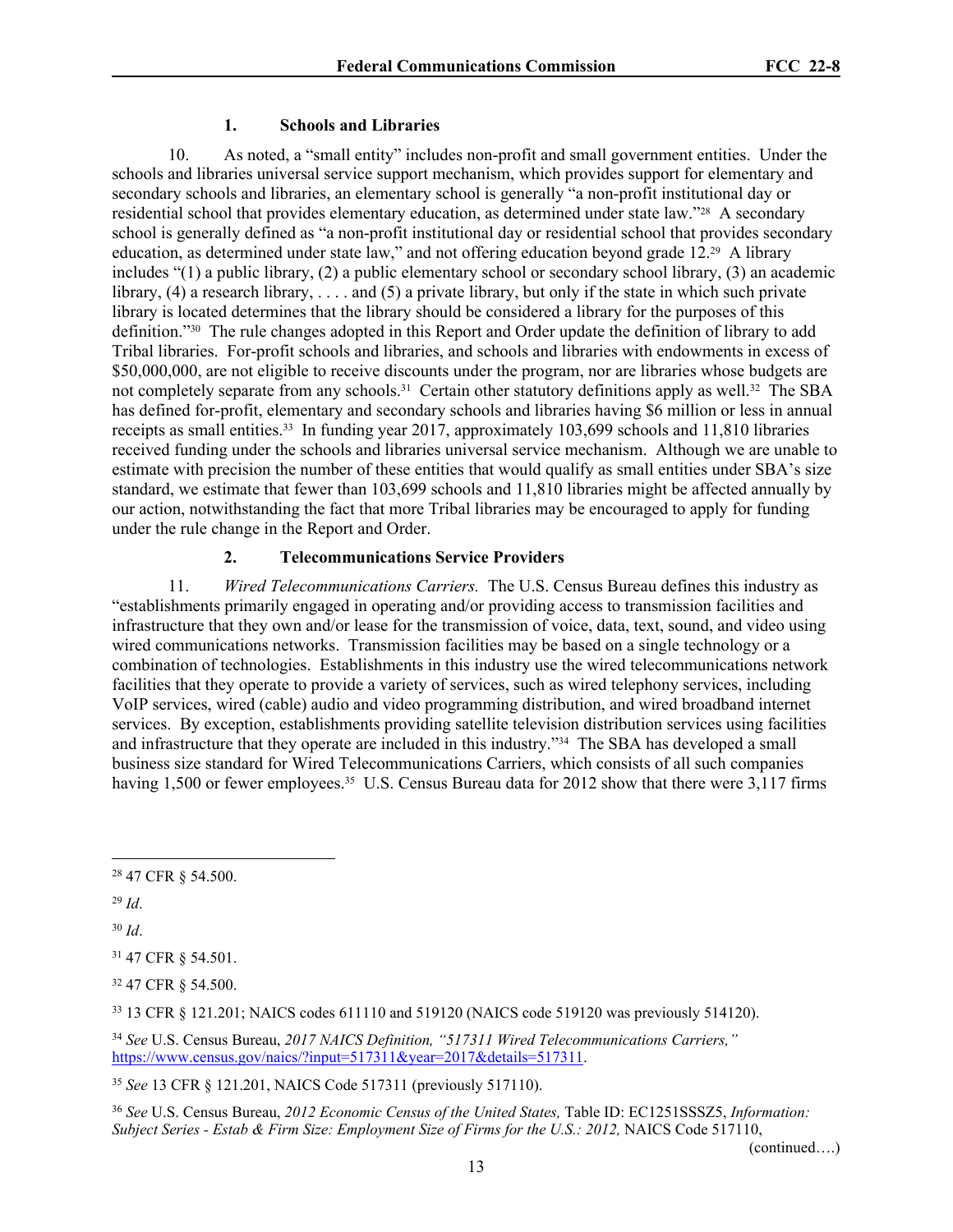### 1. Schools and Libraries

10. As noted, a "small entity" includes non-profit and small government entities. Under the schools and libraries universal service support mechanism, which provides support for elementary and secondary schools and libraries, an elementary school is generally "a non-profit institutional day or residential school that provides elementary education, as determined under state law."[28] A secondary school is generally defined as "a non-profit institutional day or residential school that provides secondary education, as determined under state law," and not offering education beyond grade 12.[29] A library includes "(1) a public library, (2) a public elementary school or secondary school library, (3) an academic library, (4) a research library, . . . . and (5) a private library, but only if the state in which such private library is located determines that the library should be considered a library for the purposes of this definition."[30] The rule changes adopted in this Report and Order update the definition of library to add Tribal libraries. For-profit schools and libraries, and schools and libraries with endowments in excess of $50,000,000, are not eligible to receive discounts under the program, nor are libraries whose budgets are not completely separate from any schools.[31] Certain other statutory definitions apply as well.[32] The SBA has defined for-profit, elementary and secondary schools and libraries having $6 million or less in annual receipts as small entities.[33] In funding year 2017, approximately 103,699 schools and 11,810 libraries received funding under the schools and libraries universal service mechanism. Although we are unable to estimate with precision the number of these entities that would qualify as small entities under SBA's size standard, we estimate that fewer than 103,699 schools and 11,810 libraries might be affected annually by our action, notwithstanding the fact that more Tribal libraries may be encouraged to apply for funding under the rule change in the Report and Order.

### 2. Telecommunications Service Providers

11. *Wired Telecommunications Carriers.* The U.S. Census Bureau defines this industry as "establishments primarily engaged in operating and/or providing access to transmission facilities and infrastructure that they own and/or lease for the transmission of voice, data, text, sound, and video using wired communications networks. Transmission facilities may be based on a single technology or a combination of technologies. Establishments in this industry use the wired telecommunications network facilities that they operate to provide a variety of services, such as wired telephony services, including VoIP services, wired (cable) audio and video programming distribution, and wired broadband internet services. By exception, establishments providing satellite television distribution services using facilities and infrastructure that they operate are included in this industry."[34] The SBA has developed a small business size standard for Wired Telecommunications Carriers, which consists of all such companies having 1,500 or fewer employees.[35] U.S. Census Bureau data for 2012 show that there were 3,117 firms

---

[28] 47 CFR § 54.500.

[29] *Id*.

[30] *Id*.

[31] 47 CFR § 54.501.

[32] 47 CFR § 54.500.

[33] 13 CFR § 121.201; NAICS codes 611110 and 519120 (NAICS code 519120 was previously 514120).

[34] *See* U.S. Census Bureau, *2017 NAICS Definition, "517311 Wired Telecommunications Carriers,"* https://www.census.gov/naics/?input=517311&year=2017&details=517311.

[35] *See* 13 CFR § 121.201, NAICS Code 517311 (previously 517110).

[36] *See* U.S. Census Bureau, *2012 Economic Census of the United States,* Table ID: EC1251SSSZ5, *Information: Subject Series - Estab & Firm Size: Employment Size of Firms for the U.S.: 2012,* NAICS Code 517110,

(continued….)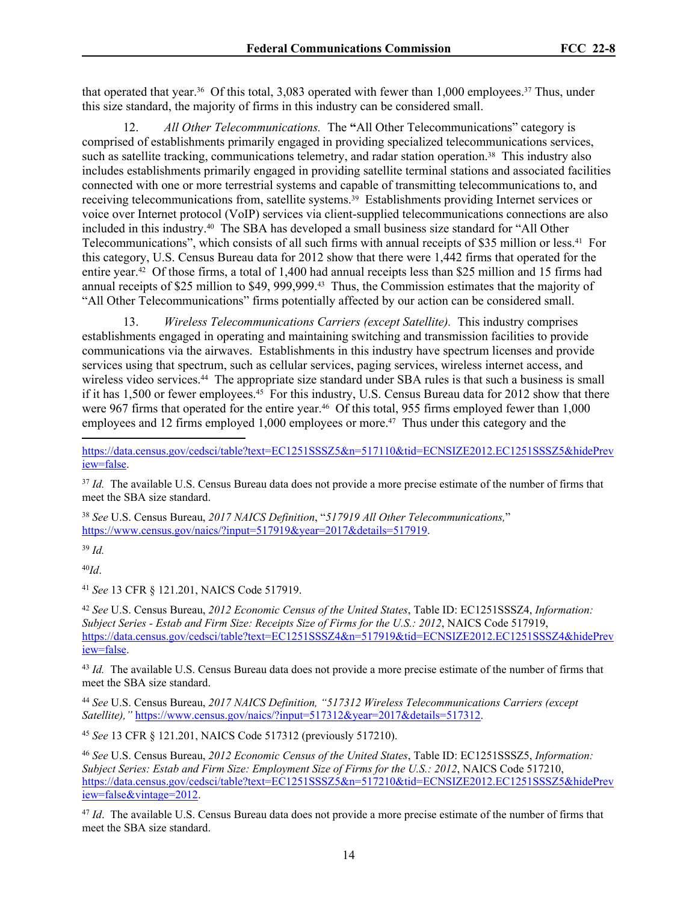that operated that year.[36] Of this total, 3,083 operated with fewer than 1,000 employees.[37] Thus, under this size standard, the majority of firms in this industry can be considered small.

12. *All Other Telecommunications.* The **"**All Other Telecommunications" category is comprised of establishments primarily engaged in providing specialized telecommunications services, such as satellite tracking, communications telemetry, and radar station operation.[38] This industry also includes establishments primarily engaged in providing satellite terminal stations and associated facilities connected with one or more terrestrial systems and capable of transmitting telecommunications to, and receiving telecommunications from, satellite systems.[39] Establishments providing Internet services or voice over Internet protocol (VoIP) services via client-supplied telecommunications connections are also included in this industry.[40] The SBA has developed a small business size standard for "All Other Telecommunications", which consists of all such firms with annual receipts of $35 million or less.[41] For this category, U.S. Census Bureau data for 2012 show that there were 1,442 firms that operated for the entire year.[42] Of those firms, a total of 1,400 had annual receipts less than $25 million and 15 firms had annual receipts of $25 million to $49, 999,999.[43] Thus, the Commission estimates that the majority of "All Other Telecommunications" firms potentially affected by our action can be considered small.

13. *Wireless Telecommunications Carriers (except Satellite).* This industry comprises establishments engaged in operating and maintaining switching and transmission facilities to provide communications via the airwaves. Establishments in this industry have spectrum licenses and provide services using that spectrum, such as cellular services, paging services, wireless internet access, and wireless video services.[44] The appropriate size standard under SBA rules is that such a business is small if it has 1,500 or fewer employees.[45] For this industry, U.S. Census Bureau data for 2012 show that there were 967 firms that operated for the entire year.[46] Of this total, 955 firms employed fewer than 1,000 employees and 12 firms employed 1,000 employees or more.[47] Thus under this category and the

---

https://data.census.gov/cedsci/table?text=EC1251SSSZ5&n=517110&tid=ECNSIZE2012.EC1251SSSZ5&hidePreview=false.

[37] *Id.* The available U.S. Census Bureau data does not provide a more precise estimate of the number of firms that meet the SBA size standard.

[38] *See* U.S. Census Bureau, *2017 NAICS Definition*, "*517919 All Other Telecommunications,*" https://www.census.gov/naics/?input=517919&year=2017&details=517919.

[39] *Id.*

[40] *Id*.

[41] *See* 13 CFR § 121.201, NAICS Code 517919.

[42] *See* U.S. Census Bureau, *2012 Economic Census of the United States*, Table ID: EC1251SSSZ4, *Information: Subject Series - Estab and Firm Size: Receipts Size of Firms for the U.S.: 2012*, NAICS Code 517919, https://data.census.gov/cedsci/table?text=EC1251SSSZ4&n=517919&tid=ECNSIZE2012.EC1251SSSZ4&hidePreview=false.

[43] *Id.* The available U.S. Census Bureau data does not provide a more precise estimate of the number of firms that meet the SBA size standard.

[44] *See* U.S. Census Bureau, *2017 NAICS Definition, "517312 Wireless Telecommunications Carriers (except Satellite),"* https://www.census.gov/naics/?input=517312&year=2017&details=517312.

[45] *See* 13 CFR § 121.201, NAICS Code 517312 (previously 517210).

[46] *See* U.S. Census Bureau, *2012 Economic Census of the United States*, Table ID: EC1251SSSZ5, *Information: Subject Series: Estab and Firm Size: Employment Size of Firms for the U.S.: 2012*, NAICS Code 517210, https://data.census.gov/cedsci/table?text=EC1251SSSZ5&n=517210&tid=ECNSIZE2012.EC1251SSSZ5&hidePreview=false&vintage=2012.

[47] *Id*. The available U.S. Census Bureau data does not provide a more precise estimate of the number of firms that meet the SBA size standard.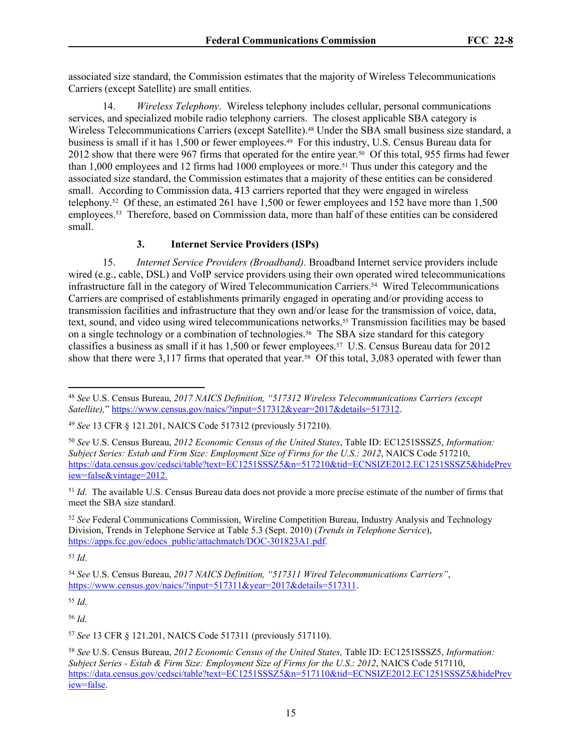associated size standard, the Commission estimates that the majority of Wireless Telecommunications Carriers (except Satellite) are small entities.

14. *Wireless Telephony*. Wireless telephony includes cellular, personal communications services, and specialized mobile radio telephony carriers. The closest applicable SBA category is Wireless Telecommunications Carriers (except Satellite).[48] Under the SBA small business size standard, a business is small if it has 1,500 or fewer employees.[49] For this industry, U.S. Census Bureau data for 2012 show that there were 967 firms that operated for the entire year.[50] Of this total, 955 firms had fewer than 1,000 employees and 12 firms had 1000 employees or more.[51] Thus under this category and the associated size standard, the Commission estimates that a majority of these entities can be considered small. According to Commission data, 413 carriers reported that they were engaged in wireless telephony.[52] Of these, an estimated 261 have 1,500 or fewer employees and 152 have more than 1,500 employees.[53] Therefore, based on Commission data, more than half of these entities can be considered small.

### 3. Internet Service Providers (ISPs)

15. *Internet Service Providers (Broadband).* Broadband Internet service providers include wired (e.g., cable, DSL) and VoIP service providers using their own operated wired telecommunications infrastructure fall in the category of Wired Telecommunication Carriers.[54] Wired Telecommunications Carriers are comprised of establishments primarily engaged in operating and/or providing access to transmission facilities and infrastructure that they own and/or lease for the transmission of voice, data, text, sound, and video using wired telecommunications networks.[55] Transmission facilities may be based on a single technology or a combination of technologies.[56] The SBA size standard for this category classifies a business as small if it has 1,500 or fewer employees.[57] U.S. Census Bureau data for 2012 show that there were 3,117 firms that operated that year.[58] Of this total, 3,083 operated with fewer than

---

[48] *See* U.S. Census Bureau, *2017 NAICS Definition, "517312 Wireless Telecommunications Carriers (except Satellite),"* https://www.census.gov/naics/?input=517312&year=2017&details=517312.

[49] *See* 13 CFR § 121.201, NAICS Code 517312 (previously 517210).

[50] *See* U.S. Census Bureau, *2012 Economic Census of the United States*, Table ID: EC1251SSSZ5, *Information: Subject Series: Estab and Firm Size: Employment Size of Firms for the U.S.: 2012*, NAICS Code 517210, https://data.census.gov/cedsci/table?text=EC1251SSSZ5&n=517210&tid=ECNSIZE2012.EC1251SSSZ5&hidePreview=false&vintage=2012.

[51] *Id*. The available U.S. Census Bureau data does not provide a more precise estimate of the number of firms that meet the SBA size standard.

[52] *See* Federal Communications Commission, Wireline Competition Bureau, Industry Analysis and Technology Division, Trends in Telephone Service at Table 5.3 (Sept. 2010) (*Trends in Telephone Service*), https://apps.fcc.gov/edocs_public/attachmatch/DOC-301823A1.pdf.

[53] *Id*.

[54] *See* U.S. Census Bureau, *2017 NAICS Definition, "517311 Wired Telecommunications Carriers"*, https://www.census.gov/naics/?input=517311&year=2017&details=517311.

[55] *Id.*

[56] *Id.*

[57] *See* 13 CFR § 121.201, NAICS Code 517311 (previously 517110).

[58] *See* U.S. Census Bureau, *2012 Economic Census of the United States,* Table ID: EC1251SSSZ5, *Information: Subject Series - Estab & Firm Size: Employment Size of Firms for the U.S.*: *2012*, NAICS Code 517110, https://data.census.gov/cedsci/table?text=EC1251SSSZ5&n=517110&tid=ECNSIZE2012.EC1251SSSZ5&hidePreview=false.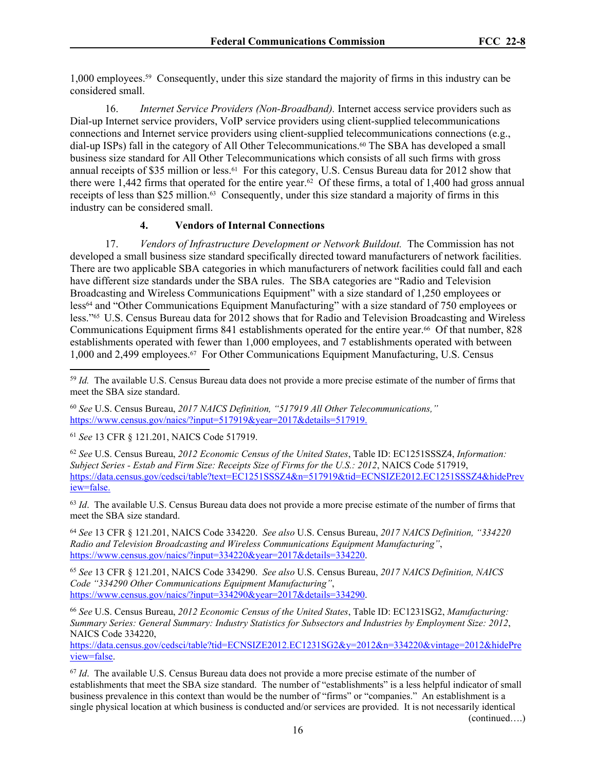1,000 employees.[59] Consequently, under this size standard the majority of firms in this industry can be considered small.

16. *Internet Service Providers (Non-Broadband).* Internet access service providers such as Dial-up Internet service providers, VoIP service providers using client-supplied telecommunications connections and Internet service providers using client-supplied telecommunications connections (e.g., dial-up ISPs) fall in the category of All Other Telecommunications.[60] The SBA has developed a small business size standard for All Other Telecommunications which consists of all such firms with gross annual receipts of $35 million or less.[61] For this category, U.S. Census Bureau data for 2012 show that there were 1,442 firms that operated for the entire year.[62] Of these firms, a total of 1,400 had gross annual receipts of less than $25 million.[63] Consequently, under this size standard a majority of firms in this industry can be considered small.

#### 4. Vendors of Internal Connections

17. *Vendors of Infrastructure Development or Network Buildout.* The Commission has not developed a small business size standard specifically directed toward manufacturers of network facilities. There are two applicable SBA categories in which manufacturers of network facilities could fall and each have different size standards under the SBA rules. The SBA categories are "Radio and Television Broadcasting and Wireless Communications Equipment" with a size standard of 1,250 employees or less[64] and "Other Communications Equipment Manufacturing" with a size standard of 750 employees or less."[65] U.S. Census Bureau data for 2012 shows that for Radio and Television Broadcasting and Wireless Communications Equipment firms 841 establishments operated for the entire year.[66] Of that number, 828 establishments operated with fewer than 1,000 employees, and 7 establishments operated with between 1,000 and 2,499 employees.[67] For Other Communications Equipment Manufacturing, U.S. Census

---

[59] *Id.* The available U.S. Census Bureau data does not provide a more precise estimate of the number of firms that meet the SBA size standard.

[60] *See* U.S. Census Bureau, *2017 NAICS Definition, "517919 All Other Telecommunications,"* https://www.census.gov/naics/?input=517919&year=2017&details=517919.

[61] *See* 13 CFR § 121.201, NAICS Code 517919.

[62] *See* U.S. Census Bureau, *2012 Economic Census of the United States*, Table ID: EC1251SSSZ4, *Information: Subject Series - Estab and Firm Size: Receipts Size of Firms for the U.S.: 2012*, NAICS Code 517919, https://data.census.gov/cedsci/table?text=EC1251SSSZ4&n=517919&tid=ECNSIZE2012.EC1251SSSZ4&hidePreview=false.

[63] *Id*. The available U.S. Census Bureau data does not provide a more precise estimate of the number of firms that meet the SBA size standard.

[64] *See* 13 CFR § 121.201, NAICS Code 334220. *See also* U.S. Census Bureau, *2017 NAICS Definition, "334220 Radio and Television Broadcasting and Wireless Communications Equipment Manufacturing"*, https://www.census.gov/naics/?input=334220&year=2017&details=334220.

[65] *See* 13 CFR § 121.201, NAICS Code 334290. *See also* U.S. Census Bureau, *2017 NAICS Definition, NAICS Code "334290 Other Communications Equipment Manufacturing"*, https://www.census.gov/naics/?input=334290&year=2017&details=334290.

[66] *See* U.S. Census Bureau, *2012 Economic Census of the United States*, Table ID: EC1231SG2, *Manufacturing: Summary Series: General Summary: Industry Statistics for Subsectors and Industries by Employment Size: 2012*, NAICS Code 334220, https://data.census.gov/cedsci/table?tid=ECNSIZE2012.EC1231SG2&y=2012&n=334220&vintage=2012&hidePreview=false.

[67] *Id*. The available U.S. Census Bureau data does not provide a more precise estimate of the number of establishments that meet the SBA size standard. The number of "establishments" is a less helpful indicator of small business prevalence in this context than would be the number of "firms" or "companies." An establishment is a single physical location at which business is conducted and/or services are provided. It is not necessarily identical

(continued….)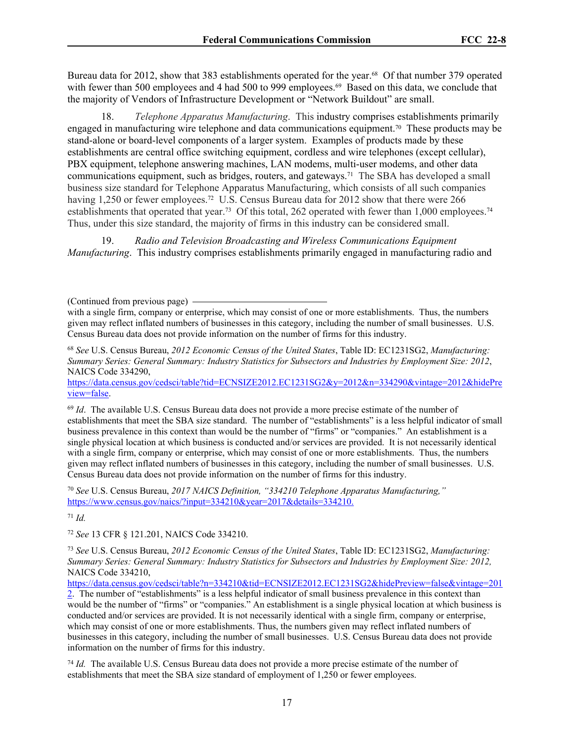Bureau data for 2012, show that 383 establishments operated for the year.[68] Of that number 379 operated with fewer than 500 employees and 4 had 500 to 999 employees.[69] Based on this data, we conclude that the majority of Vendors of Infrastructure Development or "Network Buildout" are small.

18. *Telephone Apparatus Manufacturing.* This industry comprises establishments primarily engaged in manufacturing wire telephone and data communications equipment.[70] These products may be stand-alone or board-level components of a larger system. Examples of products made by these establishments are central office switching equipment, cordless and wire telephones (except cellular), PBX equipment, telephone answering machines, LAN modems, multi-user modems, and other data communications equipment, such as bridges, routers, and gateways.[71] The SBA has developed a small business size standard for Telephone Apparatus Manufacturing, which consists of all such companies having 1,250 or fewer employees.[72] U.S. Census Bureau data for 2012 show that there were 266 establishments that operated that year.[73] Of this total, 262 operated with fewer than 1,000 employees.[74] Thus, under this size standard, the majority of firms in this industry can be considered small.

19. *Radio and Television Broadcasting and Wireless Communications Equipment Manufacturing*. This industry comprises establishments primarily engaged in manufacturing radio and

---

(Continued from previous page)
with a single firm, company or enterprise, which may consist of one or more establishments. Thus, the numbers given may reflect inflated numbers of businesses in this category, including the number of small businesses. U.S. Census Bureau data does not provide information on the number of firms for this industry.

[68] *See* U.S. Census Bureau, *2012 Economic Census of the United States*, Table ID: EC1231SG2, *Manufacturing: Summary Series: General Summary: Industry Statistics for Subsectors and Industries by Employment Size: 2012*, NAICS Code 334290, https://data.census.gov/cedsci/table?tid=ECNSIZE2012.EC1231SG2&y=2012&n=334290&vintage=2012&hidePreview=false.

[69] *Id*. The available U.S. Census Bureau data does not provide a more precise estimate of the number of establishments that meet the SBA size standard. The number of "establishments" is a less helpful indicator of small business prevalence in this context than would be the number of "firms" or "companies." An establishment is a single physical location at which business is conducted and/or services are provided. It is not necessarily identical with a single firm, company or enterprise, which may consist of one or more establishments. Thus, the numbers given may reflect inflated numbers of businesses in this category, including the number of small businesses. U.S. Census Bureau data does not provide information on the number of firms for this industry.

[70] *See* U.S. Census Bureau, *2017 NAICS Definition, "334210 Telephone Apparatus Manufacturing,"* https://www.census.gov/naics/?input=334210&year=2017&details=334210.

[71] *Id.*

[72] *See* 13 CFR § 121.201, NAICS Code 334210.

[73] *See* U.S. Census Bureau, *2012 Economic Census of the United States*, Table ID: EC1231SG2, *Manufacturing: Summary Series: General Summary: Industry Statistics for Subsectors and Industries by Employment Size: 2012,* NAICS Code 334210, https://data.census.gov/cedsci/table?n=334210&tid=ECNSIZE2012.EC1231SG2&hidePreview=false&vintage=2012. The number of "establishments" is a less helpful indicator of small business prevalence in this context than would be the number of "firms" or "companies." An establishment is a single physical location at which business is conducted and/or services are provided. It is not necessarily identical with a single firm, company or enterprise, which may consist of one or more establishments. Thus, the numbers given may reflect inflated numbers of businesses in this category, including the number of small businesses. U.S. Census Bureau data does not provide information on the number of firms for this industry.

[74] *Id.* The available U.S. Census Bureau data does not provide a more precise estimate of the number of establishments that meet the SBA size standard of employment of 1,250 or fewer employees.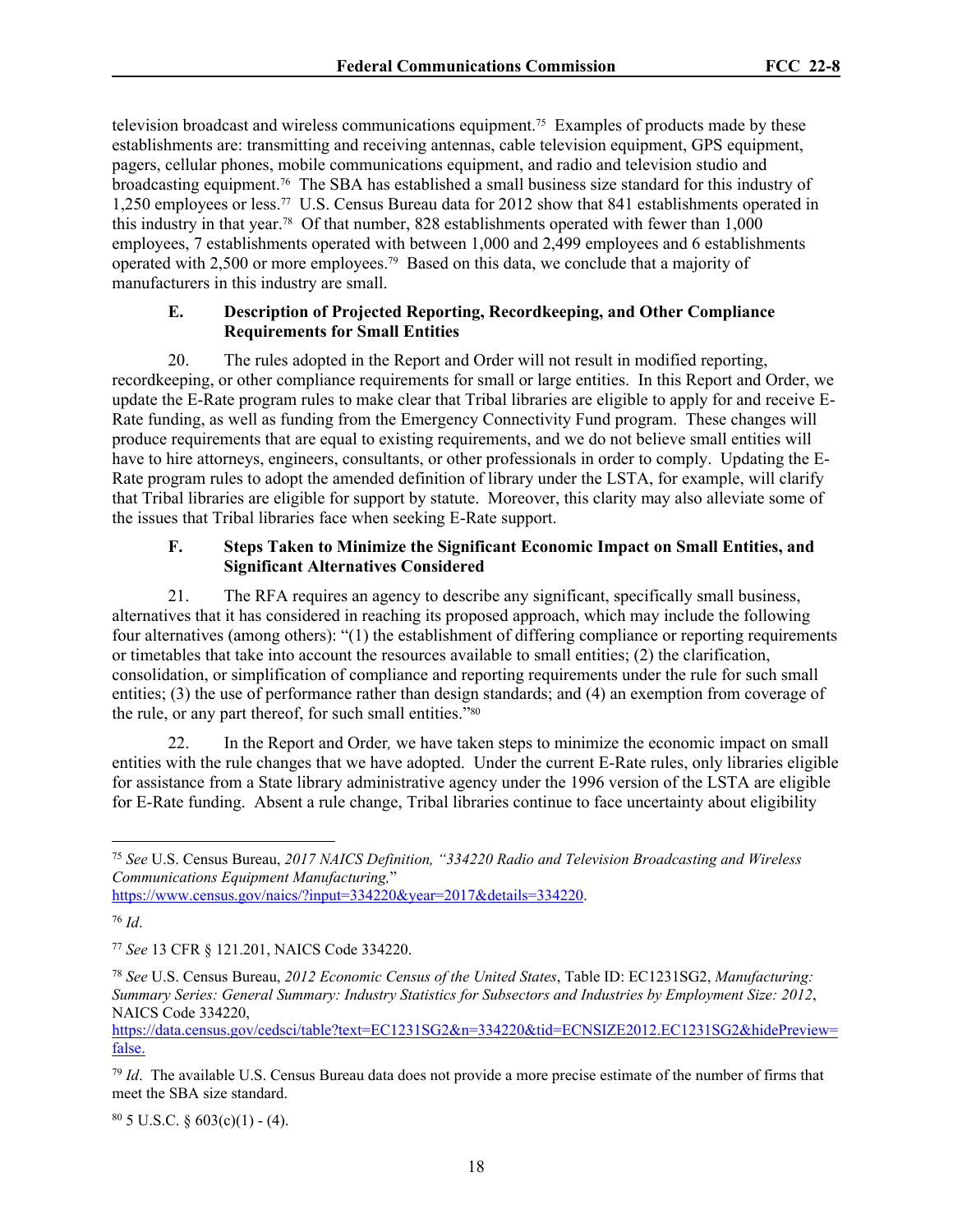television broadcast and wireless communications equipment.[75] Examples of products made by these establishments are: transmitting and receiving antennas, cable television equipment, GPS equipment, pagers, cellular phones, mobile communications equipment, and radio and television studio and broadcasting equipment.[76] The SBA has established a small business size standard for this industry of 1,250 employees or less.[77] U.S. Census Bureau data for 2012 show that 841 establishments operated in this industry in that year.[78] Of that number, 828 establishments operated with fewer than 1,000 employees, 7 establishments operated with between 1,000 and 2,499 employees and 6 establishments operated with 2,500 or more employees.[79] Based on this data, we conclude that a majority of manufacturers in this industry are small.

### E. Description of Projected Reporting, Recordkeeping, and Other Compliance Requirements for Small Entities

20. The rules adopted in the Report and Order will not result in modified reporting, recordkeeping, or other compliance requirements for small or large entities. In this Report and Order, we update the E-Rate program rules to make clear that Tribal libraries are eligible to apply for and receive E-Rate funding, as well as funding from the Emergency Connectivity Fund program. These changes will produce requirements that are equal to existing requirements, and we do not believe small entities will have to hire attorneys, engineers, consultants, or other professionals in order to comply. Updating the E-Rate program rules to adopt the amended definition of library under the LSTA, for example, will clarify that Tribal libraries are eligible for support by statute. Moreover, this clarity may also alleviate some of the issues that Tribal libraries face when seeking E-Rate support.

### F. Steps Taken to Minimize the Significant Economic Impact on Small Entities, and Significant Alternatives Considered

21. The RFA requires an agency to describe any significant, specifically small business, alternatives that it has considered in reaching its proposed approach, which may include the following four alternatives (among others): "(1) the establishment of differing compliance or reporting requirements or timetables that take into account the resources available to small entities; (2) the clarification, consolidation, or simplification of compliance and reporting requirements under the rule for such small entities; (3) the use of performance rather than design standards; and (4) an exemption from coverage of the rule, or any part thereof, for such small entities."[80]

22. In the Report and Order*,* we have taken steps to minimize the economic impact on small entities with the rule changes that we have adopted. Under the current E-Rate rules, only libraries eligible for assistance from a State library administrative agency under the 1996 version of the LSTA are eligible for E-Rate funding. Absent a rule change, Tribal libraries continue to face uncertainty about eligibility

---

[75] *See* U.S. Census Bureau, *2017 NAICS Definition, "334220 Radio and Television Broadcasting and Wireless Communications Equipment Manufacturing,"* https://www.census.gov/naics/?input=334220&year=2017&details=334220.

[76] *Id*.

[77] *See* 13 CFR § 121.201, NAICS Code 334220.

[78] *See* U.S. Census Bureau, *2012 Economic Census of the United States*, Table ID: EC1231SG2, *Manufacturing: Summary Series: General Summary: Industry Statistics for Subsectors and Industries by Employment Size: 2012*, NAICS Code 334220, https://data.census.gov/cedsci/table?text=EC1231SG2&n=334220&tid=ECNSIZE2012.EC1231SG2&hidePreview=false.

[79] *Id*. The available U.S. Census Bureau data does not provide a more precise estimate of the number of firms that meet the SBA size standard.

[80] 5 U.S.C. § 603(c)(1) - (4).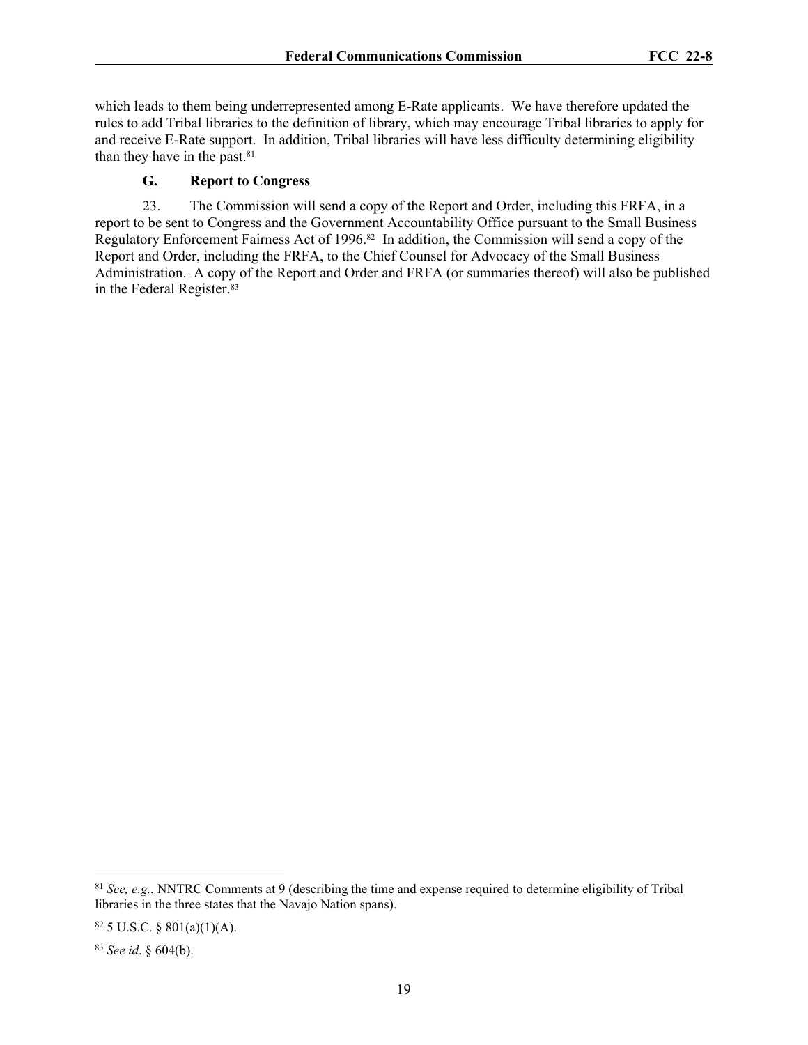which leads to them being underrepresented among E-Rate applicants. We have therefore updated the rules to add Tribal libraries to the definition of library, which may encourage Tribal libraries to apply for and receive E-Rate support. In addition, Tribal libraries will have less difficulty determining eligibility than they have in the past.[81]

### G. Report to Congress

23. The Commission will send a copy of the Report and Order, including this FRFA, in a report to be sent to Congress and the Government Accountability Office pursuant to the Small Business Regulatory Enforcement Fairness Act of 1996.[82] In addition, the Commission will send a copy of the Report and Order, including the FRFA, to the Chief Counsel for Advocacy of the Small Business Administration. A copy of the Report and Order and FRFA (or summaries thereof) will also be published in the Federal Register.[83]

---

[81] *See, e.g.*, NNTRC Comments at 9 (describing the time and expense required to determine eligibility of Tribal libraries in the three states that the Navajo Nation spans).

[82] 5 U.S.C. § 801(a)(1)(A).

[83] *See id*. § 604(b).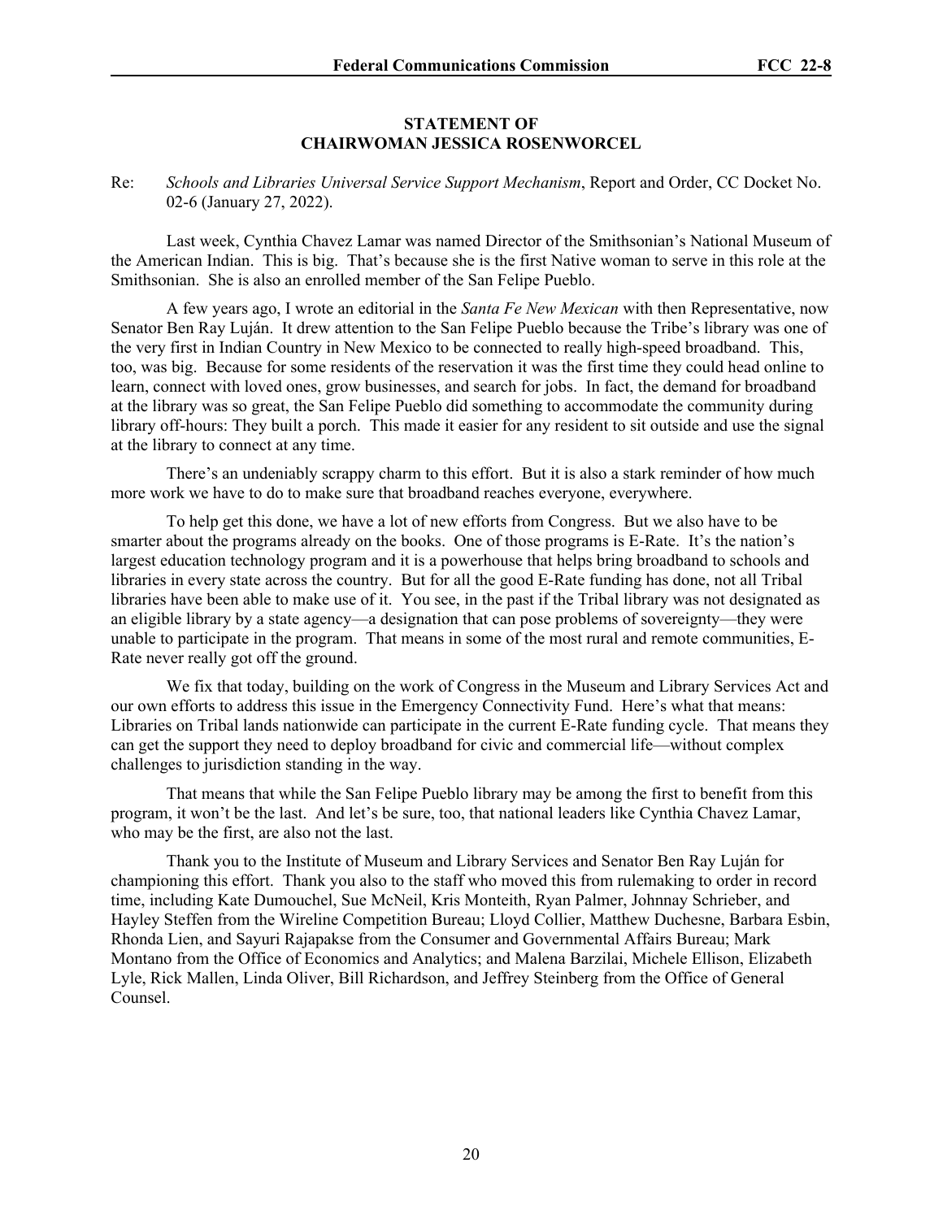**STATEMENT OF**
**CHAIRWOMAN JESSICA ROSENWORCEL**

Re: *Schools and Libraries Universal Service Support Mechanism*, Report and Order, CC Docket No. 02-6 (January 27, 2022).

Last week, Cynthia Chavez Lamar was named Director of the Smithsonian's National Museum of the American Indian. This is big. That's because she is the first Native woman to serve in this role at the Smithsonian. She is also an enrolled member of the San Felipe Pueblo.

A few years ago, I wrote an editorial in the *Santa Fe New Mexican* with then Representative, now Senator Ben Ray Luján. It drew attention to the San Felipe Pueblo because the Tribe's library was one of the very first in Indian Country in New Mexico to be connected to really high-speed broadband. This, too, was big. Because for some residents of the reservation it was the first time they could head online to learn, connect with loved ones, grow businesses, and search for jobs. In fact, the demand for broadband at the library was so great, the San Felipe Pueblo did something to accommodate the community during library off-hours: They built a porch. This made it easier for any resident to sit outside and use the signal at the library to connect at any time.

There's an undeniably scrappy charm to this effort. But it is also a stark reminder of how much more work we have to do to make sure that broadband reaches everyone, everywhere.

To help get this done, we have a lot of new efforts from Congress. But we also have to be smarter about the programs already on the books. One of those programs is E-Rate. It's the nation's largest education technology program and it is a powerhouse that helps bring broadband to schools and libraries in every state across the country. But for all the good E-Rate funding has done, not all Tribal libraries have been able to make use of it. You see, in the past if the Tribal library was not designated as an eligible library by a state agency—a designation that can pose problems of sovereignty—they were unable to participate in the program. That means in some of the most rural and remote communities, E-Rate never really got off the ground.

We fix that today, building on the work of Congress in the Museum and Library Services Act and our own efforts to address this issue in the Emergency Connectivity Fund. Here's what that means: Libraries on Tribal lands nationwide can participate in the current E-Rate funding cycle. That means they can get the support they need to deploy broadband for civic and commercial life—without complex challenges to jurisdiction standing in the way.

That means that while the San Felipe Pueblo library may be among the first to benefit from this program, it won't be the last. And let's be sure, too, that national leaders like Cynthia Chavez Lamar, who may be the first, are also not the last.

Thank you to the Institute of Museum and Library Services and Senator Ben Ray Luján for championing this effort. Thank you also to the staff who moved this from rulemaking to order in record time, including Kate Dumouchel, Sue McNeil, Kris Monteith, Ryan Palmer, Johnnay Schrieber, and Hayley Steffen from the Wireline Competition Bureau; Lloyd Collier, Matthew Duchesne, Barbara Esbin, Rhonda Lien, and Sayuri Rajapakse from the Consumer and Governmental Affairs Bureau; Mark Montano from the Office of Economics and Analytics; and Malena Barzilai, Michele Ellison, Elizabeth Lyle, Rick Mallen, Linda Oliver, Bill Richardson, and Jeffrey Steinberg from the Office of General Counsel.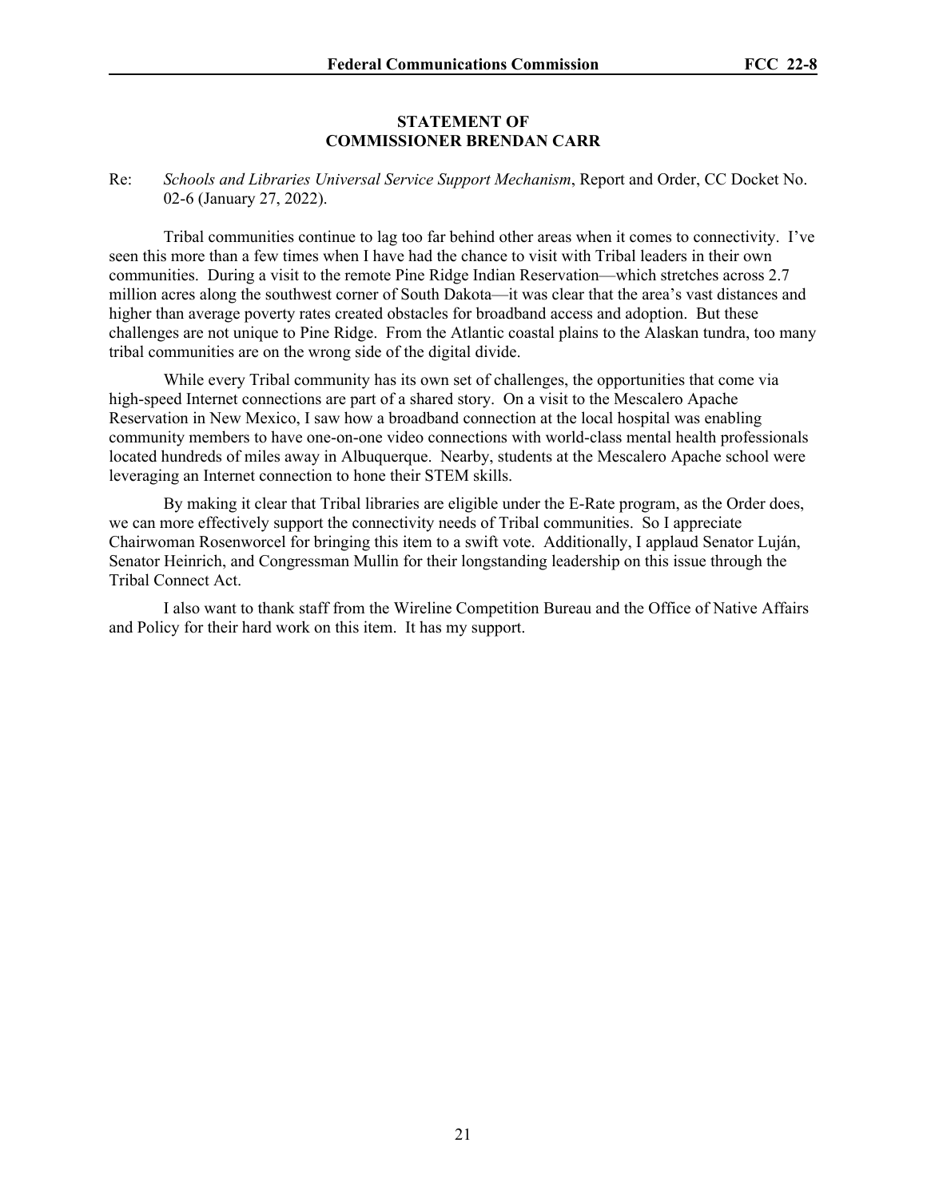**STATEMENT OF**
**COMMISSIONER BRENDAN CARR**

Re: *Schools and Libraries Universal Service Support Mechanism*, Report and Order, CC Docket No. 02-6 (January 27, 2022).

Tribal communities continue to lag too far behind other areas when it comes to connectivity. I've seen this more than a few times when I have had the chance to visit with Tribal leaders in their own communities. During a visit to the remote Pine Ridge Indian Reservation—which stretches across 2.7 million acres along the southwest corner of South Dakota—it was clear that the area's vast distances and higher than average poverty rates created obstacles for broadband access and adoption. But these challenges are not unique to Pine Ridge. From the Atlantic coastal plains to the Alaskan tundra, too many tribal communities are on the wrong side of the digital divide.

While every Tribal community has its own set of challenges, the opportunities that come via high-speed Internet connections are part of a shared story. On a visit to the Mescalero Apache Reservation in New Mexico, I saw how a broadband connection at the local hospital was enabling community members to have one-on-one video connections with world-class mental health professionals located hundreds of miles away in Albuquerque. Nearby, students at the Mescalero Apache school were leveraging an Internet connection to hone their STEM skills.

By making it clear that Tribal libraries are eligible under the E-Rate program, as the Order does, we can more effectively support the connectivity needs of Tribal communities. So I appreciate Chairwoman Rosenworcel for bringing this item to a swift vote. Additionally, I applaud Senator Luján, Senator Heinrich, and Congressman Mullin for their longstanding leadership on this issue through the Tribal Connect Act.

I also want to thank staff from the Wireline Competition Bureau and the Office of Native Affairs and Policy for their hard work on this item. It has my support.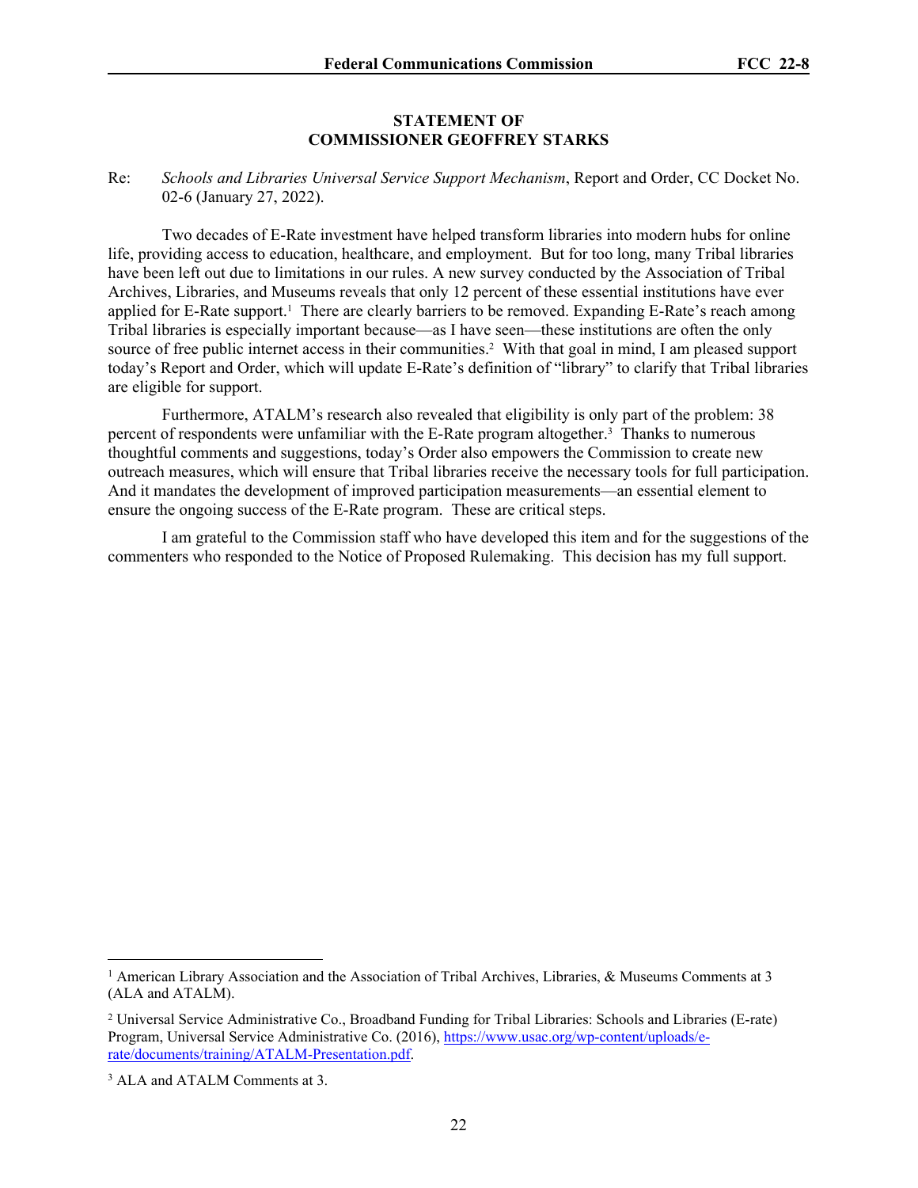## STATEMENT OF COMMISSIONER GEOFFREY STARKS

Re: *Schools and Libraries Universal Service Support Mechanism*, Report and Order, CC Docket No. 02-6 (January 27, 2022).

Two decades of E-Rate investment have helped transform libraries into modern hubs for online life, providing access to education, healthcare, and employment. But for too long, many Tribal libraries have been left out due to limitations in our rules. A new survey conducted by the Association of Tribal Archives, Libraries, and Museums reveals that only 12 percent of these essential institutions have ever applied for E-Rate support.[1] There are clearly barriers to be removed. Expanding E-Rate's reach among Tribal libraries is especially important because—as I have seen—these institutions are often the only source of free public internet access in their communities.[2] With that goal in mind, I am pleased support today's Report and Order, which will update E-Rate's definition of "library" to clarify that Tribal libraries are eligible for support.

Furthermore, ATALM's research also revealed that eligibility is only part of the problem: 38 percent of respondents were unfamiliar with the E-Rate program altogether.[3] Thanks to numerous thoughtful comments and suggestions, today's Order also empowers the Commission to create new outreach measures, which will ensure that Tribal libraries receive the necessary tools for full participation. And it mandates the development of improved participation measurements—an essential element to ensure the ongoing success of the E-Rate program. These are critical steps.

I am grateful to the Commission staff who have developed this item and for the suggestions of the commenters who responded to the Notice of Proposed Rulemaking. This decision has my full support.

---

[1] American Library Association and the Association of Tribal Archives, Libraries, & Museums Comments at 3 (ALA and ATALM).

[2] Universal Service Administrative Co., Broadband Funding for Tribal Libraries: Schools and Libraries (E-rate) Program, Universal Service Administrative Co. (2016), https://www.usac.org/wp-content/uploads/e-rate/documents/training/ATALM-Presentation.pdf.

[3] ALA and ATALM Comments at 3.